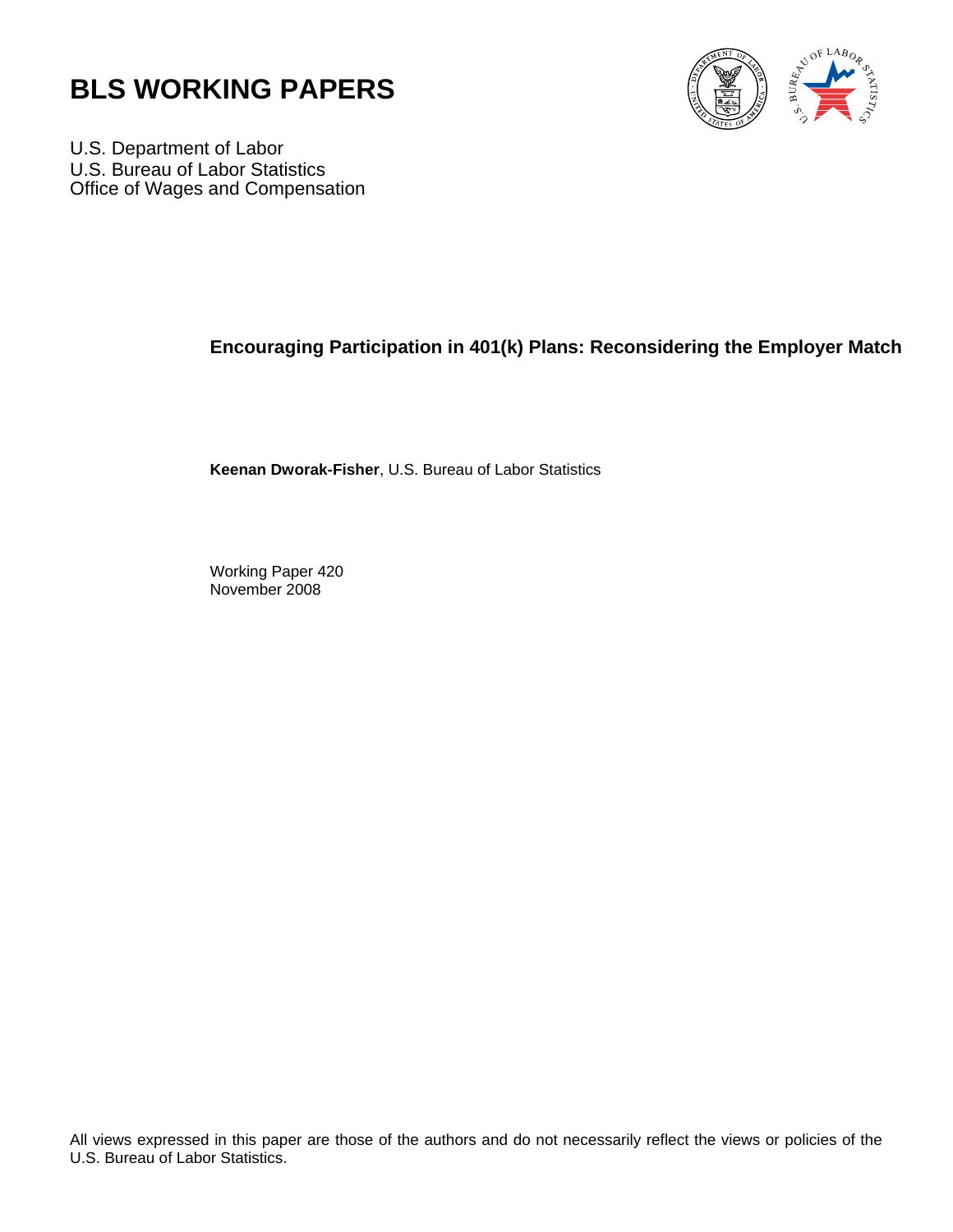# BLS WORKING PAPERS

U.S. Department of Labor
U.S. Bureau of Labor Statistics
Office of Wages and Compensation

## Encouraging Participation in 401(k) Plans: Reconsidering the Employer Match

**Keenan Dworak-Fisher**, U.S. Bureau of Labor Statistics

Working Paper 420
November 2008

All views expressed in this paper are those of the authors and do not necessarily reflect the views or policies of the U.S. Bureau of Labor Statistics.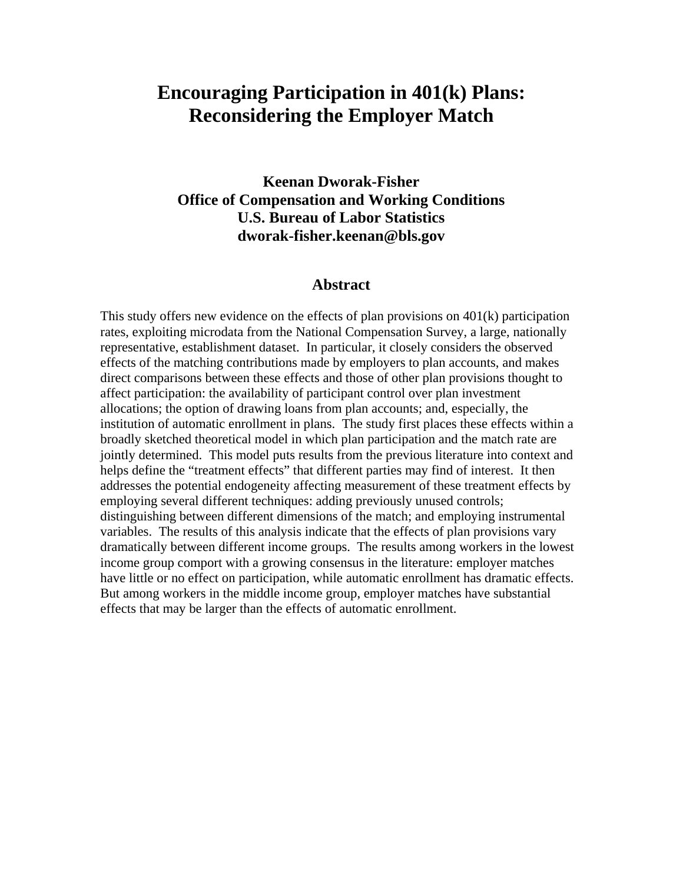# Encouraging Participation in 401(k) Plans: Reconsidering the Employer Match

**Keenan Dworak-Fisher**
**Office of Compensation and Working Conditions**
**U.S. Bureau of Labor Statistics**
**dworak-fisher.keenan@bls.gov**

## Abstract

This study offers new evidence on the effects of plan provisions on 401(k) participation rates, exploiting microdata from the National Compensation Survey, a large, nationally representative, establishment dataset. In particular, it closely considers the observed effects of the matching contributions made by employers to plan accounts, and makes direct comparisons between these effects and those of other plan provisions thought to affect participation: the availability of participant control over plan investment allocations; the option of drawing loans from plan accounts; and, especially, the institution of automatic enrollment in plans. The study first places these effects within a broadly sketched theoretical model in which plan participation and the match rate are jointly determined. This model puts results from the previous literature into context and helps define the "treatment effects" that different parties may find of interest. It then addresses the potential endogeneity affecting measurement of these treatment effects by employing several different techniques: adding previously unused controls; distinguishing between different dimensions of the match; and employing instrumental variables. The results of this analysis indicate that the effects of plan provisions vary dramatically between different income groups. The results among workers in the lowest income group comport with a growing consensus in the literature: employer matches have little or no effect on participation, while automatic enrollment has dramatic effects. But among workers in the middle income group, employer matches have substantial effects that may be larger than the effects of automatic enrollment.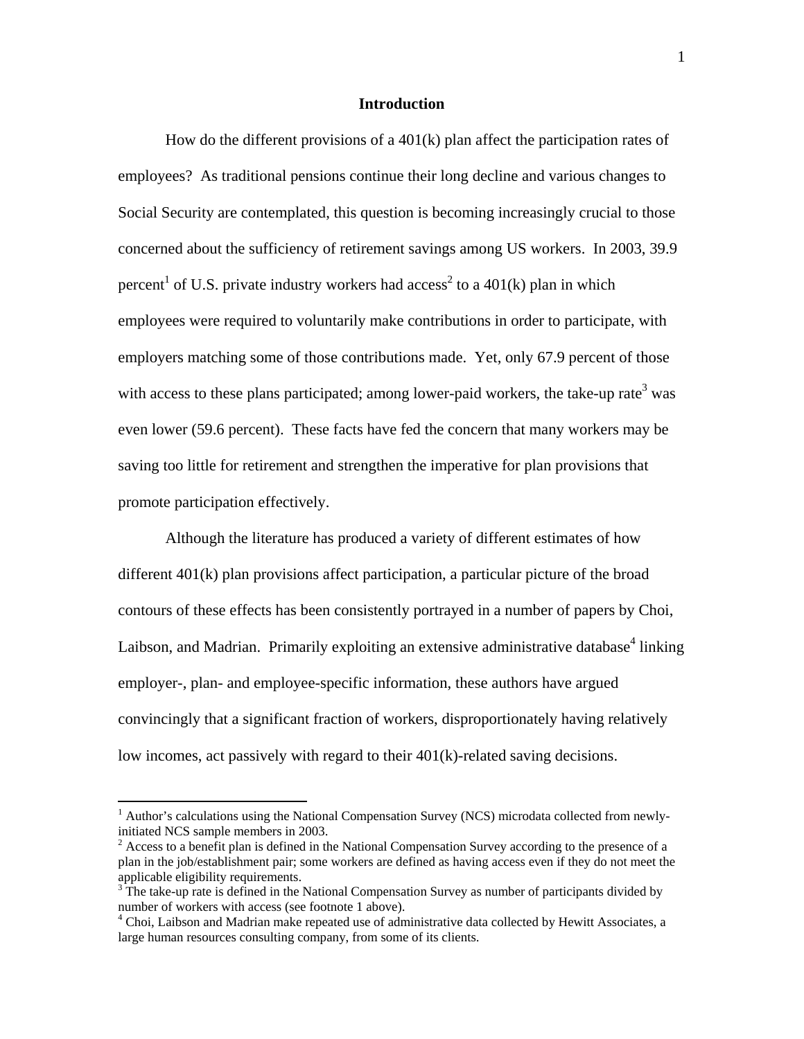## Introduction

How do the different provisions of a 401(k) plan affect the participation rates of employees? As traditional pensions continue their long decline and various changes to Social Security are contemplated, this question is becoming increasingly crucial to those concerned about the sufficiency of retirement savings among US workers. In 2003, 39.9 percent[1] of U.S. private industry workers had access[2] to a 401(k) plan in which employees were required to voluntarily make contributions in order to participate, with employers matching some of those contributions made. Yet, only 67.9 percent of those with access to these plans participated; among lower-paid workers, the take-up rate[3] was even lower (59.6 percent). These facts have fed the concern that many workers may be saving too little for retirement and strengthen the imperative for plan provisions that promote participation effectively.

Although the literature has produced a variety of different estimates of how different 401(k) plan provisions affect participation, a particular picture of the broad contours of these effects has been consistently portrayed in a number of papers by Choi, Laibson, and Madrian. Primarily exploiting an extensive administrative database[4] linking employer-, plan- and employee-specific information, these authors have argued convincingly that a significant fraction of workers, disproportionately having relatively low incomes, act passively with regard to their 401(k)-related saving decisions.

---

[1] Author's calculations using the National Compensation Survey (NCS) microdata collected from newly-initiated NCS sample members in 2003.

[2] Access to a benefit plan is defined in the National Compensation Survey according to the presence of a plan in the job/establishment pair; some workers are defined as having access even if they do not meet the applicable eligibility requirements.

[3] The take-up rate is defined in the National Compensation Survey as number of participants divided by number of workers with access (see footnote 1 above).

[4] Choi, Laibson and Madrian make repeated use of administrative data collected by Hewitt Associates, a large human resources consulting company, from some of its clients.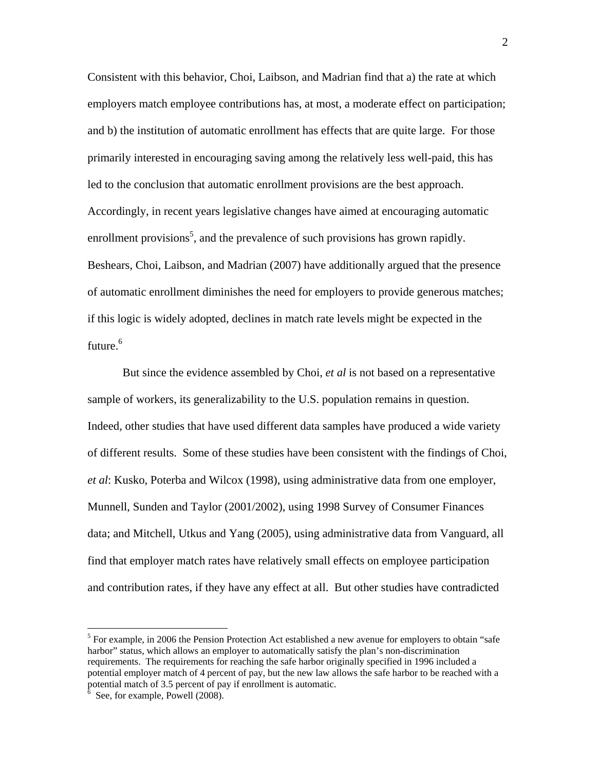Consistent with this behavior, Choi, Laibson, and Madrian find that a) the rate at which employers match employee contributions has, at most, a moderate effect on participation; and b) the institution of automatic enrollment has effects that are quite large. For those primarily interested in encouraging saving among the relatively less well-paid, this has led to the conclusion that automatic enrollment provisions are the best approach. Accordingly, in recent years legislative changes have aimed at encouraging automatic enrollment provisions[5], and the prevalence of such provisions has grown rapidly. Beshears, Choi, Laibson, and Madrian (2007) have additionally argued that the presence of automatic enrollment diminishes the need for employers to provide generous matches; if this logic is widely adopted, declines in match rate levels might be expected in the future.[6]

But since the evidence assembled by Choi, *et al* is not based on a representative sample of workers, its generalizability to the U.S. population remains in question. Indeed, other studies that have used different data samples have produced a wide variety of different results. Some of these studies have been consistent with the findings of Choi, *et al*: Kusko, Poterba and Wilcox (1998), using administrative data from one employer, Munnell, Sunden and Taylor (2001/2002), using 1998 Survey of Consumer Finances data; and Mitchell, Utkus and Yang (2005), using administrative data from Vanguard, all find that employer match rates have relatively small effects on employee participation and contribution rates, if they have any effect at all. But other studies have contradicted

---

[5] For example, in 2006 the Pension Protection Act established a new avenue for employers to obtain "safe harbor" status, which allows an employer to automatically satisfy the plan's non-discrimination requirements. The requirements for reaching the safe harbor originally specified in 1996 included a potential employer match of 4 percent of pay, but the new law allows the safe harbor to be reached with a potential match of 3.5 percent of pay if enrollment is automatic.

[6] See, for example, Powell (2008).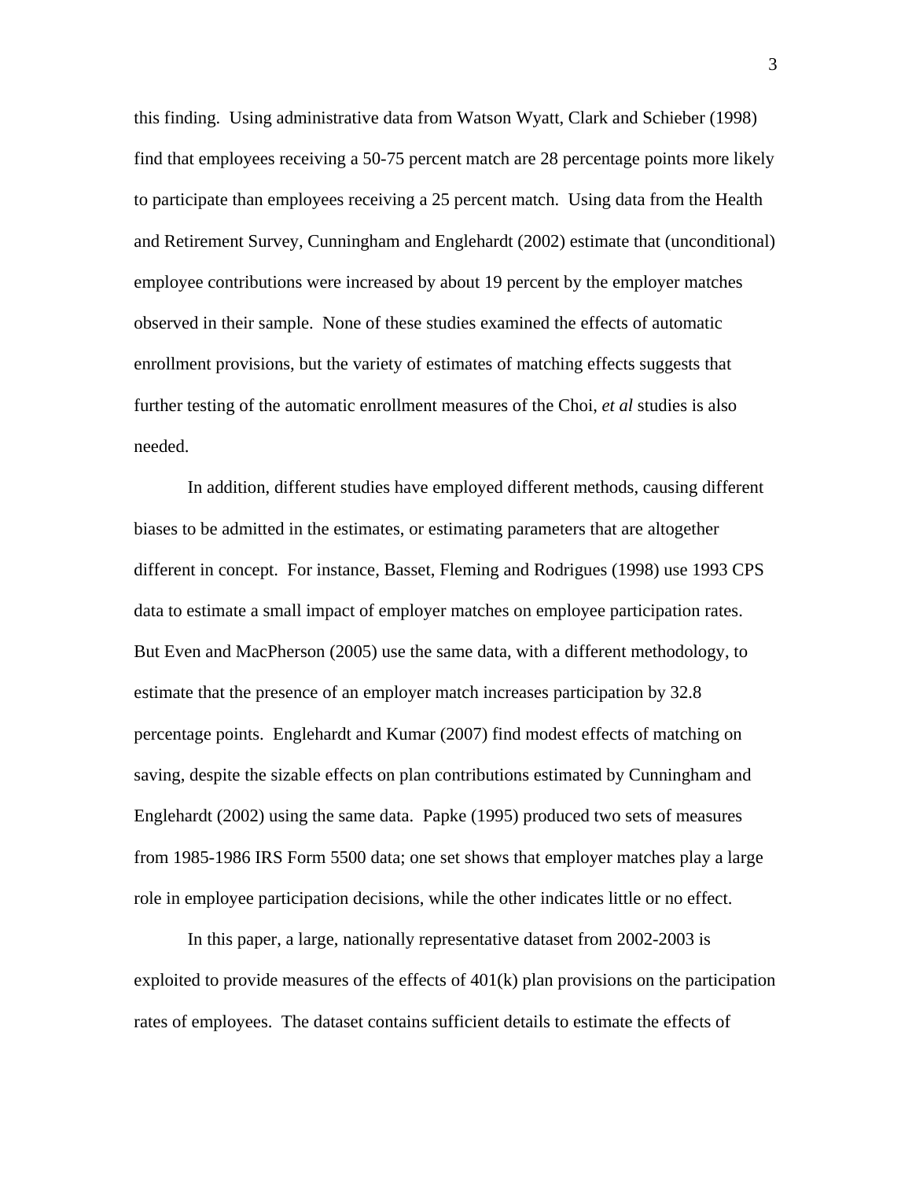this finding. Using administrative data from Watson Wyatt, Clark and Schieber (1998) find that employees receiving a 50-75 percent match are 28 percentage points more likely to participate than employees receiving a 25 percent match. Using data from the Health and Retirement Survey, Cunningham and Englehardt (2002) estimate that (unconditional) employee contributions were increased by about 19 percent by the employer matches observed in their sample. None of these studies examined the effects of automatic enrollment provisions, but the variety of estimates of matching effects suggests that further testing of the automatic enrollment measures of the Choi, *et al* studies is also needed.

In addition, different studies have employed different methods, causing different biases to be admitted in the estimates, or estimating parameters that are altogether different in concept. For instance, Basset, Fleming and Rodrigues (1998) use 1993 CPS data to estimate a small impact of employer matches on employee participation rates. But Even and MacPherson (2005) use the same data, with a different methodology, to estimate that the presence of an employer match increases participation by 32.8 percentage points. Englehardt and Kumar (2007) find modest effects of matching on saving, despite the sizable effects on plan contributions estimated by Cunningham and Englehardt (2002) using the same data. Papke (1995) produced two sets of measures from 1985-1986 IRS Form 5500 data; one set shows that employer matches play a large role in employee participation decisions, while the other indicates little or no effect.

In this paper, a large, nationally representative dataset from 2002-2003 is exploited to provide measures of the effects of 401(k) plan provisions on the participation rates of employees. The dataset contains sufficient details to estimate the effects of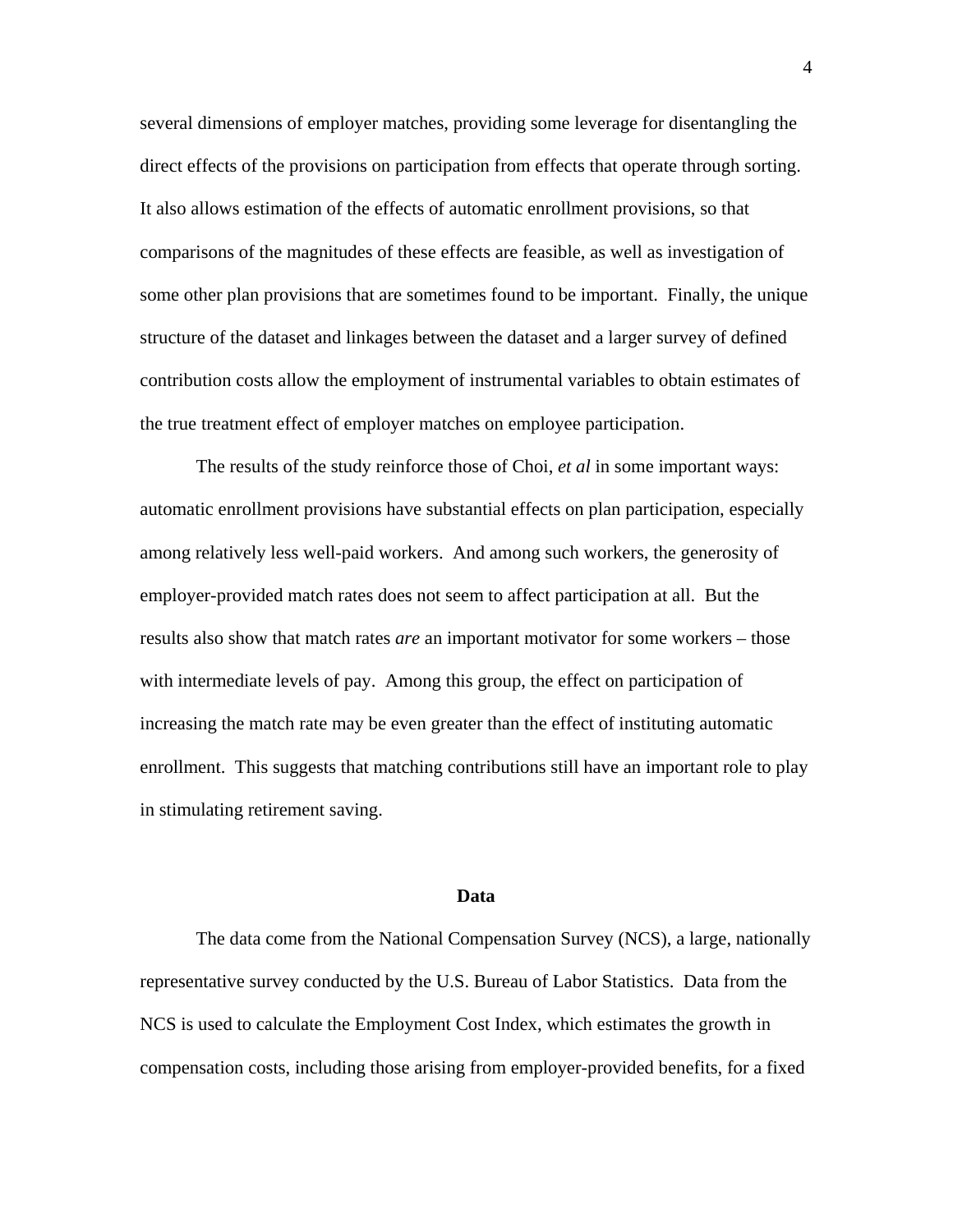several dimensions of employer matches, providing some leverage for disentangling the direct effects of the provisions on participation from effects that operate through sorting. It also allows estimation of the effects of automatic enrollment provisions, so that comparisons of the magnitudes of these effects are feasible, as well as investigation of some other plan provisions that are sometimes found to be important. Finally, the unique structure of the dataset and linkages between the dataset and a larger survey of defined contribution costs allow the employment of instrumental variables to obtain estimates of the true treatment effect of employer matches on employee participation.

The results of the study reinforce those of Choi, *et al* in some important ways: automatic enrollment provisions have substantial effects on plan participation, especially among relatively less well-paid workers. And among such workers, the generosity of employer-provided match rates does not seem to affect participation at all. But the results also show that match rates *are* an important motivator for some workers – those with intermediate levels of pay. Among this group, the effect on participation of increasing the match rate may be even greater than the effect of instituting automatic enrollment. This suggests that matching contributions still have an important role to play in stimulating retirement saving.

## Data

The data come from the National Compensation Survey (NCS), a large, nationally representative survey conducted by the U.S. Bureau of Labor Statistics. Data from the NCS is used to calculate the Employment Cost Index, which estimates the growth in compensation costs, including those arising from employer-provided benefits, for a fixed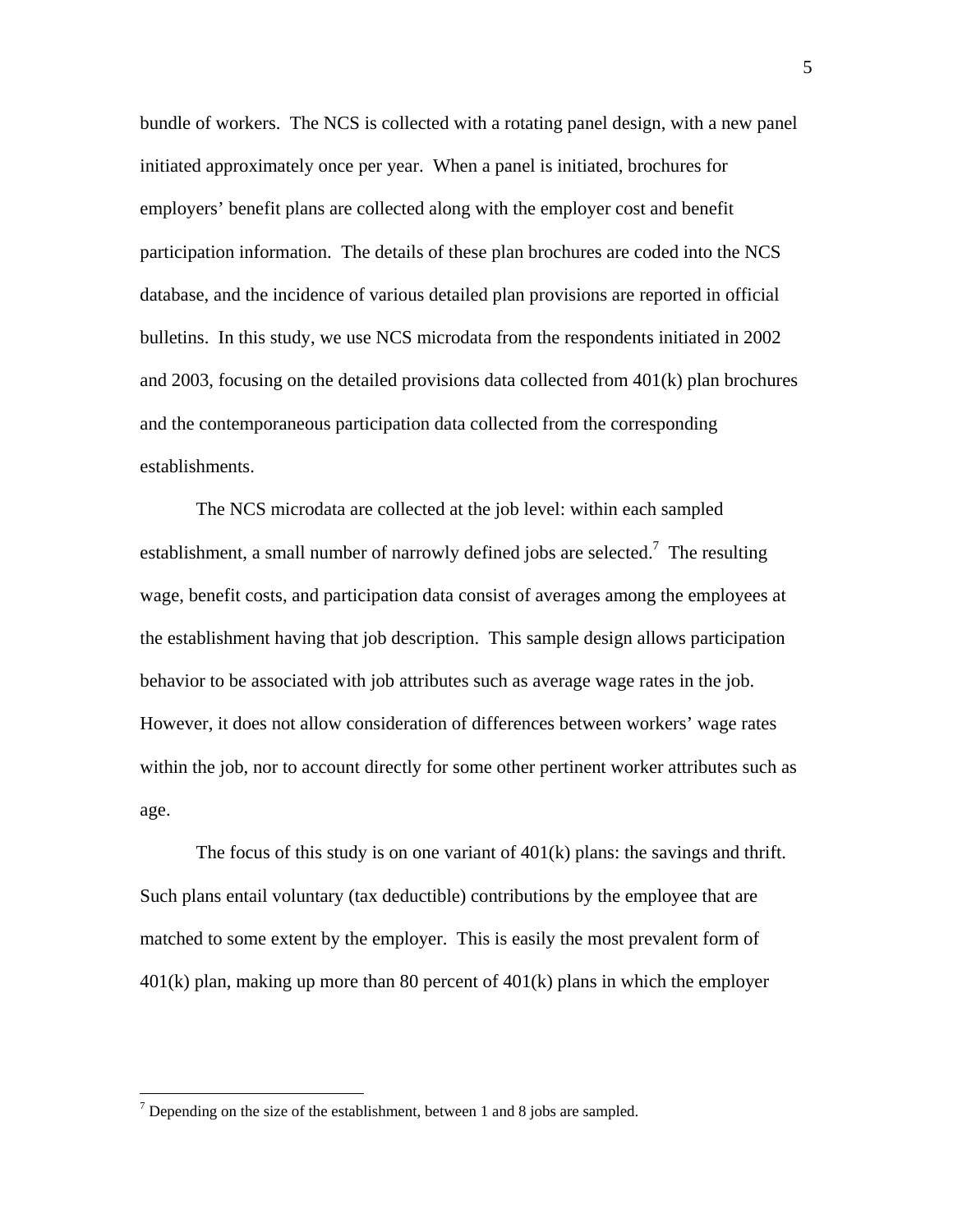bundle of workers. The NCS is collected with a rotating panel design, with a new panel initiated approximately once per year. When a panel is initiated, brochures for employers' benefit plans are collected along with the employer cost and benefit participation information. The details of these plan brochures are coded into the NCS database, and the incidence of various detailed plan provisions are reported in official bulletins. In this study, we use NCS microdata from the respondents initiated in 2002 and 2003, focusing on the detailed provisions data collected from 401(k) plan brochures and the contemporaneous participation data collected from the corresponding establishments.

The NCS microdata are collected at the job level: within each sampled establishment, a small number of narrowly defined jobs are selected.[7] The resulting wage, benefit costs, and participation data consist of averages among the employees at the establishment having that job description. This sample design allows participation behavior to be associated with job attributes such as average wage rates in the job. However, it does not allow consideration of differences between workers' wage rates within the job, nor to account directly for some other pertinent worker attributes such as age.

The focus of this study is on one variant of 401(k) plans: the savings and thrift. Such plans entail voluntary (tax deductible) contributions by the employee that are matched to some extent by the employer. This is easily the most prevalent form of 401(k) plan, making up more than 80 percent of 401(k) plans in which the employer

[7] Depending on the size of the establishment, between 1 and 8 jobs are sampled.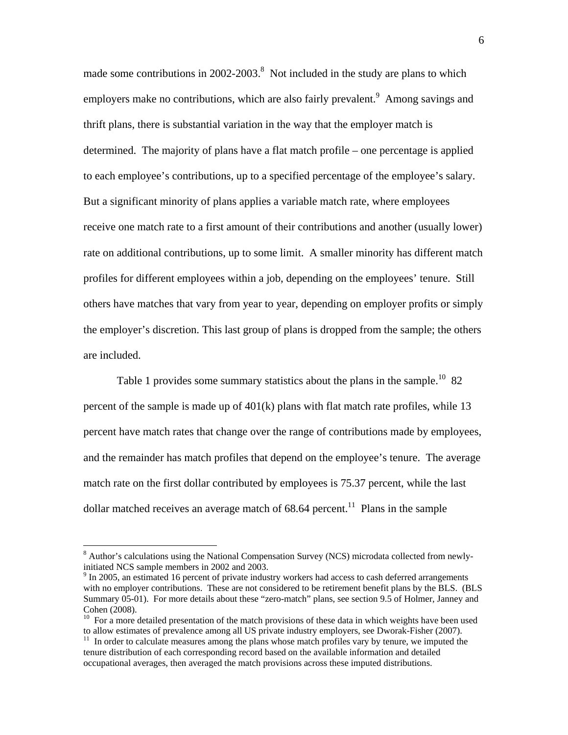made some contributions in 2002-2003.[8] Not included in the study are plans to which employers make no contributions, which are also fairly prevalent.[9] Among savings and thrift plans, there is substantial variation in the way that the employer match is determined. The majority of plans have a flat match profile – one percentage is applied to each employee's contributions, up to a specified percentage of the employee's salary. But a significant minority of plans applies a variable match rate, where employees receive one match rate to a first amount of their contributions and another (usually lower) rate on additional contributions, up to some limit. A smaller minority has different match profiles for different employees within a job, depending on the employees' tenure. Still others have matches that vary from year to year, depending on employer profits or simply the employer's discretion. This last group of plans is dropped from the sample; the others are included.

Table 1 provides some summary statistics about the plans in the sample.[10] 82 percent of the sample is made up of 401(k) plans with flat match rate profiles, while 13 percent have match rates that change over the range of contributions made by employees, and the remainder has match profiles that depend on the employee's tenure. The average match rate on the first dollar contributed by employees is 75.37 percent, while the last dollar matched receives an average match of 68.64 percent.[11] Plans in the sample

---

[8] Author's calculations using the National Compensation Survey (NCS) microdata collected from newly-initiated NCS sample members in 2002 and 2003.

[9] In 2005, an estimated 16 percent of private industry workers had access to cash deferred arrangements with no employer contributions. These are not considered to be retirement benefit plans by the BLS. (BLS Summary 05-01). For more details about these "zero-match" plans, see section 9.5 of Holmer, Janney and Cohen (2008).

[10] For a more detailed presentation of the match provisions of these data in which weights have been used to allow estimates of prevalence among all US private industry employers, see Dworak-Fisher (2007).

[11] In order to calculate measures among the plans whose match profiles vary by tenure, we imputed the tenure distribution of each corresponding record based on the available information and detailed occupational averages, then averaged the match provisions across these imputed distributions.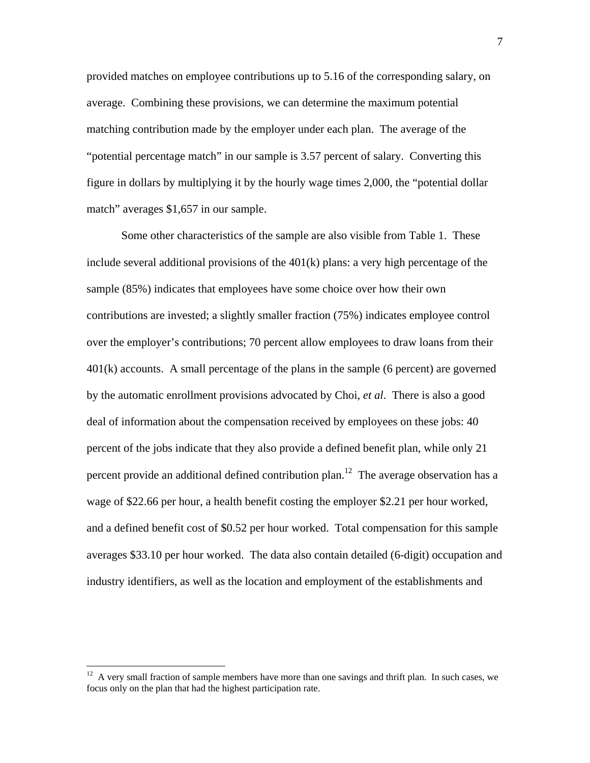provided matches on employee contributions up to 5.16 of the corresponding salary, on average. Combining these provisions, we can determine the maximum potential matching contribution made by the employer under each plan. The average of the "potential percentage match" in our sample is 3.57 percent of salary. Converting this figure in dollars by multiplying it by the hourly wage times 2,000, the "potential dollar match" averages $1,657 in our sample.

Some other characteristics of the sample are also visible from Table 1. These include several additional provisions of the 401(k) plans: a very high percentage of the sample (85%) indicates that employees have some choice over how their own contributions are invested; a slightly smaller fraction (75%) indicates employee control over the employer's contributions; 70 percent allow employees to draw loans from their 401(k) accounts. A small percentage of the plans in the sample (6 percent) are governed by the automatic enrollment provisions advocated by Choi, *et al*. There is also a good deal of information about the compensation received by employees on these jobs: 40 percent of the jobs indicate that they also provide a defined benefit plan, while only 21 percent provide an additional defined contribution plan.[12] The average observation has a wage of $22.66 per hour, a health benefit costing the employer $2.21 per hour worked, and a defined benefit cost of $0.52 per hour worked. Total compensation for this sample averages $33.10 per hour worked. The data also contain detailed (6-digit) occupation and industry identifiers, as well as the location and employment of the establishments and

[12] A very small fraction of sample members have more than one savings and thrift plan. In such cases, we focus only on the plan that had the highest participation rate.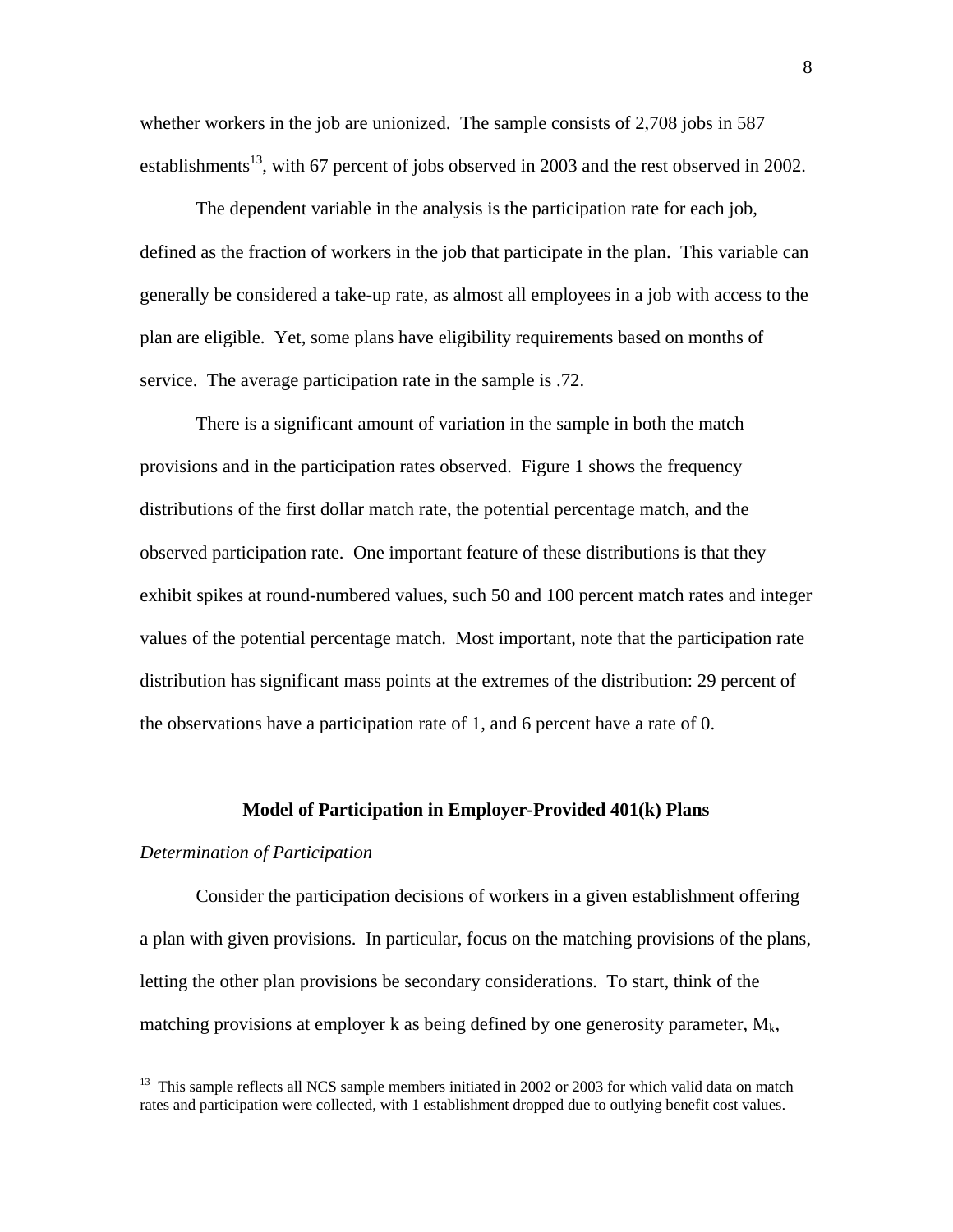whether workers in the job are unionized. The sample consists of 2,708 jobs in 587 establishments[13], with 67 percent of jobs observed in 2003 and the rest observed in 2002.

The dependent variable in the analysis is the participation rate for each job, defined as the fraction of workers in the job that participate in the plan. This variable can generally be considered a take-up rate, as almost all employees in a job with access to the plan are eligible. Yet, some plans have eligibility requirements based on months of service. The average participation rate in the sample is .72.

There is a significant amount of variation in the sample in both the match provisions and in the participation rates observed. Figure 1 shows the frequency distributions of the first dollar match rate, the potential percentage match, and the observed participation rate. One important feature of these distributions is that they exhibit spikes at round-numbered values, such 50 and 100 percent match rates and integer values of the potential percentage match. Most important, note that the participation rate distribution has significant mass points at the extremes of the distribution: 29 percent of the observations have a participation rate of 1, and 6 percent have a rate of 0.

## Model of Participation in Employer-Provided 401(k) Plans

### *Determination of Participation*

Consider the participation decisions of workers in a given establishment offering a plan with given provisions. In particular, focus on the matching provisions of the plans, letting the other plan provisions be secondary considerations. To start, think of the matching provisions at employer k as being defined by one generosity parameter, $M_k$,

[13] This sample reflects all NCS sample members initiated in 2002 or 2003 for which valid data on match rates and participation were collected, with 1 establishment dropped due to outlying benefit cost values.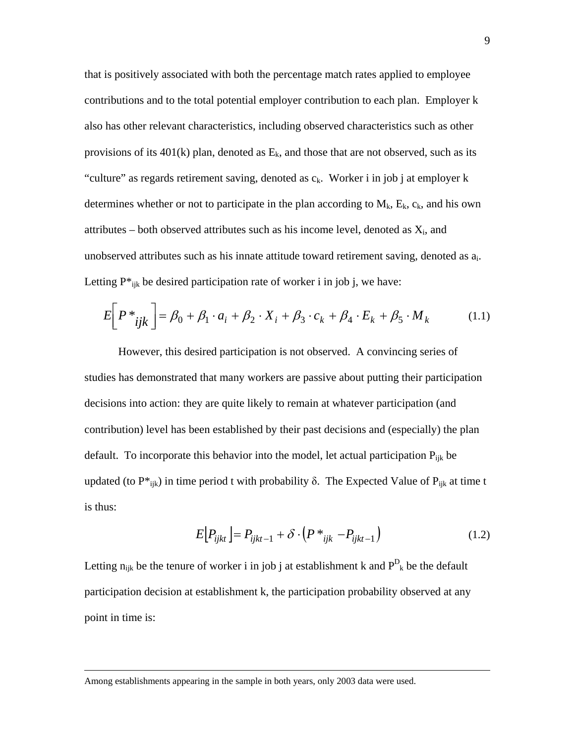that is positively associated with both the percentage match rates applied to employee contributions and to the total potential employer contribution to each plan. Employer k also has other relevant characteristics, including observed characteristics such as other provisions of its 401(k) plan, denoted as $E_k$, and those that are not observed, such as its "culture" as regards retirement saving, denoted as $c_k$. Worker i in job j at employer k determines whether or not to participate in the plan according to $M_k$, $E_k$, $c_k$, and his own attributes – both observed attributes such as his income level, denoted as $X_i$, and unobserved attributes such as his innate attitude toward retirement saving, denoted as $a_i$. Letting $P^*_{ijk}$ be desired participation rate of worker i in job j, we have:

$$E\left[P^*_{ijk}\right] = \beta_0 + \beta_1 \cdot a_i + \beta_2 \cdot X_i + \beta_3 \cdot c_k + \beta_4 \cdot E_k + \beta_5 \cdot M_k \tag{1.1}$$

However, this desired participation is not observed. A convincing series of studies has demonstrated that many workers are passive about putting their participation decisions into action: they are quite likely to remain at whatever participation (and contribution) level has been established by their past decisions and (especially) the plan default. To incorporate this behavior into the model, let actual participation $P_{ijk}$ be updated (to $P^*_{ijk}$) in time period t with probability $\delta$. The Expected Value of $P_{ijk}$ at time t is thus:

$$E\left[P_{ijkt}\right] = P_{ijkt-1} + \delta \cdot \left(P^*_{ijk} - P_{ijkt-1}\right) \tag{1.2}$$

Letting $n_{ijk}$ be the tenure of worker i in job j at establishment k and $P^D_k$ be the default participation decision at establishment k, the participation probability observed at any point in time is:

Among establishments appearing in the sample in both years, only 2003 data were used.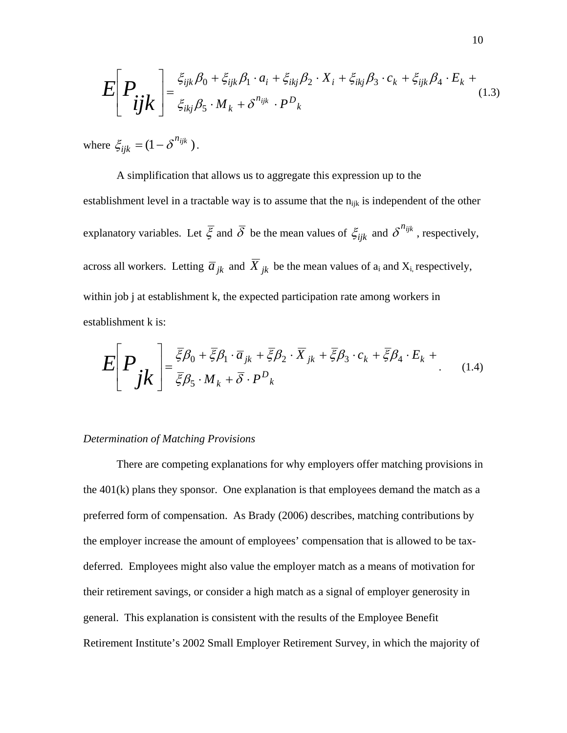$$E\left[P_{ijk}\right] = \begin{matrix} \xi_{ijk}\beta_0 + \xi_{ijk}\beta_1 \cdot a_i + \xi_{ikj}\beta_2 \cdot X_i + \xi_{ikj}\beta_3 \cdot c_k + \xi_{ijk}\beta_4 \cdot E_k + \\ \xi_{ikj}\beta_5 \cdot M_k + \delta^{n_{ijk}} \cdot P^D{}_k \end{matrix} \tag{1.3}$$

where $\xi_{ijk} = (1 - \delta^{n_{ijk}})$.

A simplification that allows us to aggregate this expression up to the establishment level in a tractable way is to assume that the $n_{ijk}$ is independent of the other explanatory variables. Let $\bar{\xi}$ and $\bar{\delta}$ be the mean values of $\xi_{ijk}$ and $\delta^{n_{ijk}}$, respectively, across all workers. Letting $\bar{a}_{jk}$ and $\overline{X}_{jk}$ be the mean values of $a_i$ and $X_i$, respectively, within job j at establishment k, the expected participation rate among workers in establishment k is:

$$E\left[P_{jk}\right] = \begin{matrix} \bar{\xi}\beta_0 + \bar{\xi}\beta_1 \cdot \bar{a}_{jk} + \bar{\xi}\beta_2 \cdot \overline{X}_{jk} + \bar{\xi}\beta_3 \cdot c_k + \bar{\xi}\beta_4 \cdot E_k + \\ \bar{\xi}\beta_5 \cdot M_k + \bar{\delta} \cdot P^D{}_k \end{matrix}. \tag{1.4}$$

*Determination of Matching Provisions*

There are competing explanations for why employers offer matching provisions in the 401(k) plans they sponsor. One explanation is that employees demand the match as a preferred form of compensation. As Brady (2006) describes, matching contributions by the employer increase the amount of employees' compensation that is allowed to be tax-deferred. Employees might also value the employer match as a means of motivation for their retirement savings, or consider a high match as a signal of employer generosity in general. This explanation is consistent with the results of the Employee Benefit Retirement Institute's 2002 Small Employer Retirement Survey, in which the majority of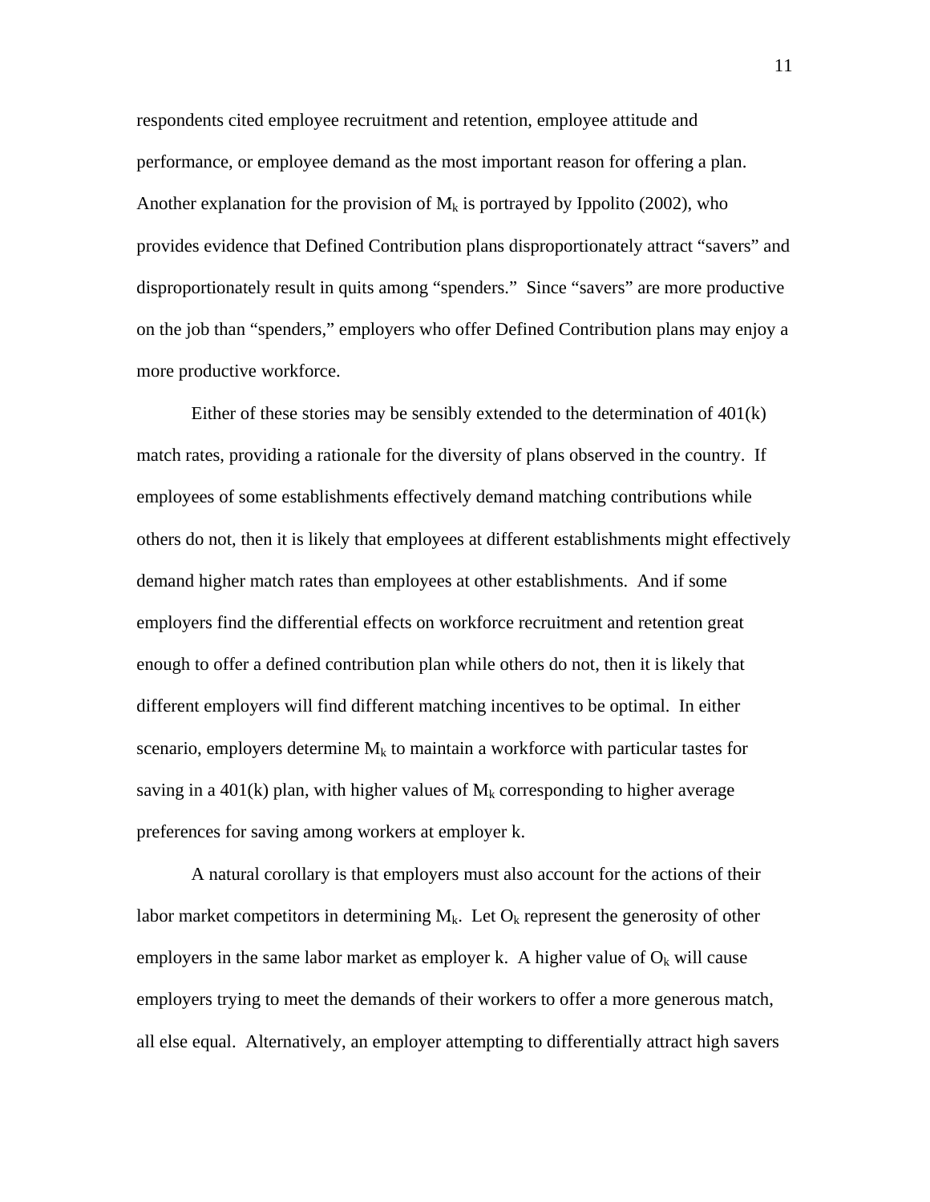respondents cited employee recruitment and retention, employee attitude and performance, or employee demand as the most important reason for offering a plan. Another explanation for the provision of $M_k$ is portrayed by Ippolito (2002), who provides evidence that Defined Contribution plans disproportionately attract "savers" and disproportionately result in quits among "spenders." Since "savers" are more productive on the job than "spenders," employers who offer Defined Contribution plans may enjoy a more productive workforce.

Either of these stories may be sensibly extended to the determination of 401(k) match rates, providing a rationale for the diversity of plans observed in the country. If employees of some establishments effectively demand matching contributions while others do not, then it is likely that employees at different establishments might effectively demand higher match rates than employees at other establishments. And if some employers find the differential effects on workforce recruitment and retention great enough to offer a defined contribution plan while others do not, then it is likely that different employers will find different matching incentives to be optimal. In either scenario, employers determine $M_k$ to maintain a workforce with particular tastes for saving in a 401(k) plan, with higher values of $M_k$ corresponding to higher average preferences for saving among workers at employer k.

A natural corollary is that employers must also account for the actions of their labor market competitors in determining $M_k$. Let $O_k$ represent the generosity of other employers in the same labor market as employer k. A higher value of $O_k$ will cause employers trying to meet the demands of their workers to offer a more generous match, all else equal. Alternatively, an employer attempting to differentially attract high savers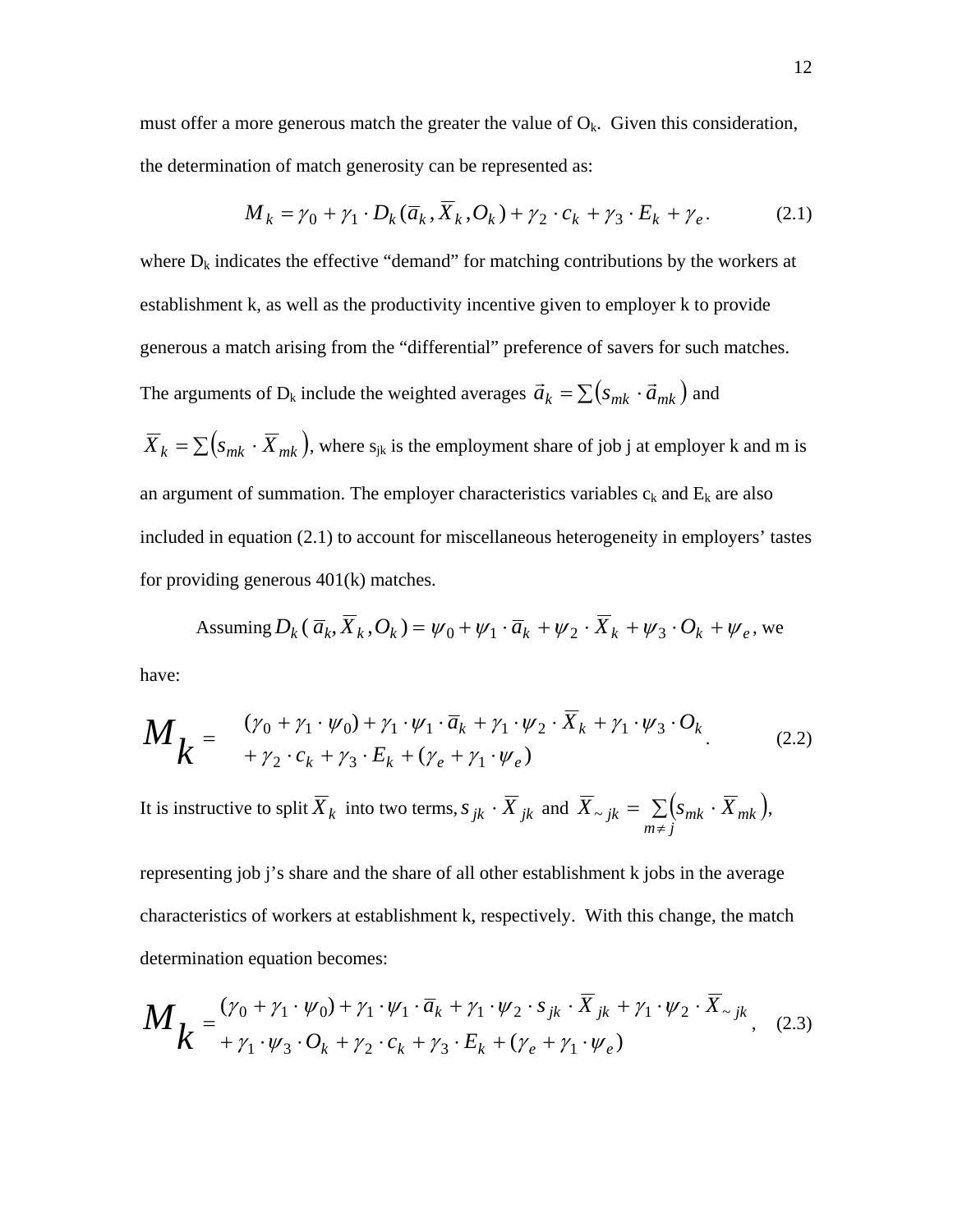must offer a more generous match the greater the value of $O_k$. Given this consideration, the determination of match generosity can be represented as:

$$M_k = \gamma_0 + \gamma_1 \cdot D_k(\bar{a}_k, \bar{X}_k, O_k) + \gamma_2 \cdot c_k + \gamma_3 \cdot E_k + \gamma_e . \qquad (2.1)$$

where $D_k$ indicates the effective "demand" for matching contributions by the workers at establishment k, as well as the productivity incentive given to employer k to provide generous a match arising from the "differential" preference of savers for such matches. The arguments of $D_k$ include the weighted averages $\vec{a}_k = \sum(s_{mk} \cdot \vec{a}_{mk})$ and $\bar{X}_k = \sum(s_{mk} \cdot \bar{X}_{mk})$, where $s_{jk}$ is the employment share of job j at employer k and m is an argument of summation. The employer characteristics variables $c_k$ and $E_k$ are also included in equation (2.1) to account for miscellaneous heterogeneity in employers' tastes for providing generous 401(k) matches.

Assuming $D_k(\bar{a}_k, \bar{X}_k, O_k) = \psi_0 + \psi_1 \cdot \bar{a}_k + \psi_2 \cdot \bar{X}_k + \psi_3 \cdot O_k + \psi_e$, we have:

$$M_k = \begin{array}{l} (\gamma_0 + \gamma_1 \cdot \psi_0) + \gamma_1 \cdot \psi_1 \cdot \bar{a}_k + \gamma_1 \cdot \psi_2 \cdot \bar{X}_k + \gamma_1 \cdot \psi_3 \cdot O_k \\ + \gamma_2 \cdot c_k + \gamma_3 \cdot E_k + (\gamma_e + \gamma_1 \cdot \psi_e) \end{array} . \qquad (2.2)$$

It is instructive to split $\bar{X}_k$ into two terms, $s_{jk} \cdot \bar{X}_{jk}$ and $\bar{X}_{\sim jk} = \sum_{m \neq j}(s_{mk} \cdot \bar{X}_{mk})$, representing job j's share and the share of all other establishment k jobs in the average characteristics of workers at establishment k, respectively. With this change, the match determination equation becomes:

$$M_k = \begin{array}{l} (\gamma_0 + \gamma_1 \cdot \psi_0) + \gamma_1 \cdot \psi_1 \cdot \bar{a}_k + \gamma_1 \cdot \psi_2 \cdot s_{jk} \cdot \bar{X}_{jk} + \gamma_1 \cdot \psi_2 \cdot \bar{X}_{\sim jk} \\ + \gamma_1 \cdot \psi_3 \cdot O_k + \gamma_2 \cdot c_k + \gamma_3 \cdot E_k + (\gamma_e + \gamma_1 \cdot \psi_e) \end{array} , \qquad (2.3)$$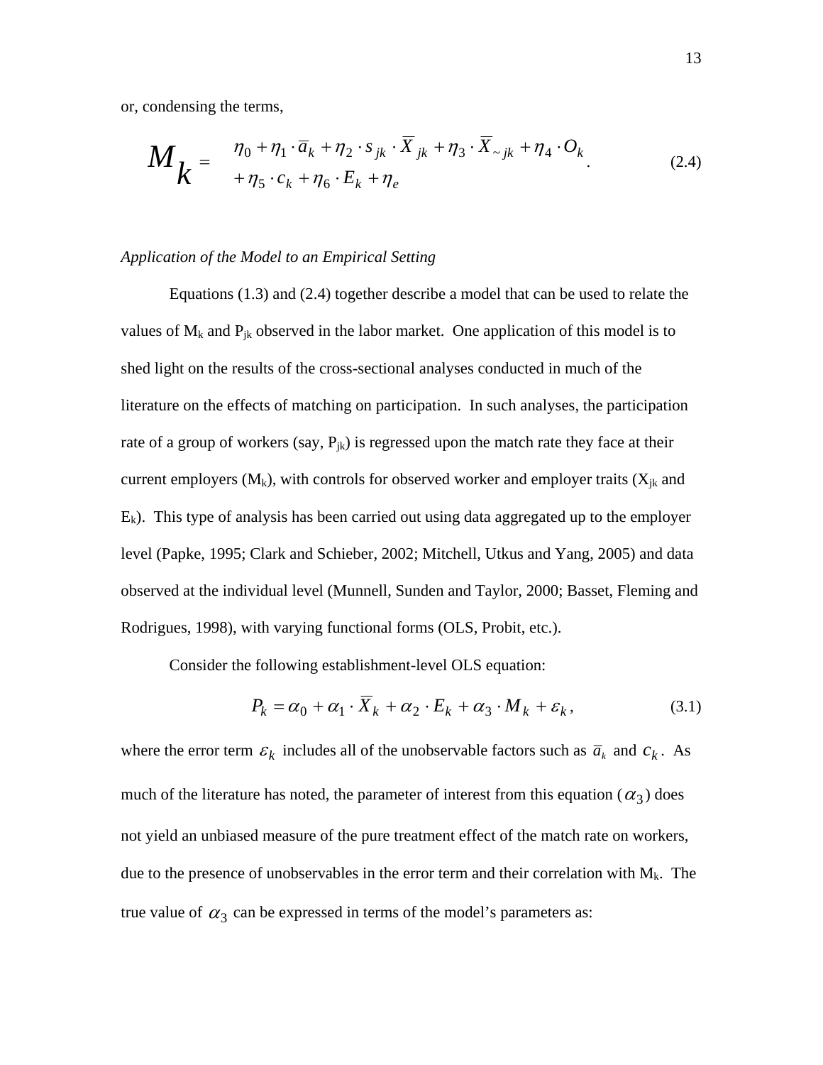or, condensing the terms,

$$M_k = \begin{array}{l} \eta_0 + \eta_1 \cdot \overline{a}_k + \eta_2 \cdot s_{jk} \cdot \overline{X}_{jk} + \eta_3 \cdot \overline{X}_{\sim jk} + \eta_4 \cdot O_k \\ + \eta_5 \cdot c_k + \eta_6 \cdot E_k + \eta_e \end{array}. \tag{2.4}$$

*Application of the Model to an Empirical Setting*

Equations (1.3) and (2.4) together describe a model that can be used to relate the values of $M_k$ and $P_{jk}$ observed in the labor market. One application of this model is to shed light on the results of the cross-sectional analyses conducted in much of the literature on the effects of matching on participation. In such analyses, the participation rate of a group of workers (say, $P_{jk}$) is regressed upon the match rate they face at their current employers ($M_k$), with controls for observed worker and employer traits ($X_{jk}$ and $E_k$). This type of analysis has been carried out using data aggregated up to the employer level (Papke, 1995; Clark and Schieber, 2002; Mitchell, Utkus and Yang, 2005) and data observed at the individual level (Munnell, Sunden and Taylor, 2000; Basset, Fleming and Rodrigues, 1998), with varying functional forms (OLS, Probit, etc.).

Consider the following establishment-level OLS equation:

$$P_k = \alpha_0 + \alpha_1 \cdot \overline{X}_k + \alpha_2 \cdot E_k + \alpha_3 \cdot M_k + \varepsilon_k, \tag{3.1}$$

where the error term $\varepsilon_k$ includes all of the unobservable factors such as $\overline{a}_k$ and $c_k$. As much of the literature has noted, the parameter of interest from this equation ($\alpha_3$) does not yield an unbiased measure of the pure treatment effect of the match rate on workers, due to the presence of unobservables in the error term and their correlation with $M_k$. The true value of $\alpha_3$ can be expressed in terms of the model's parameters as: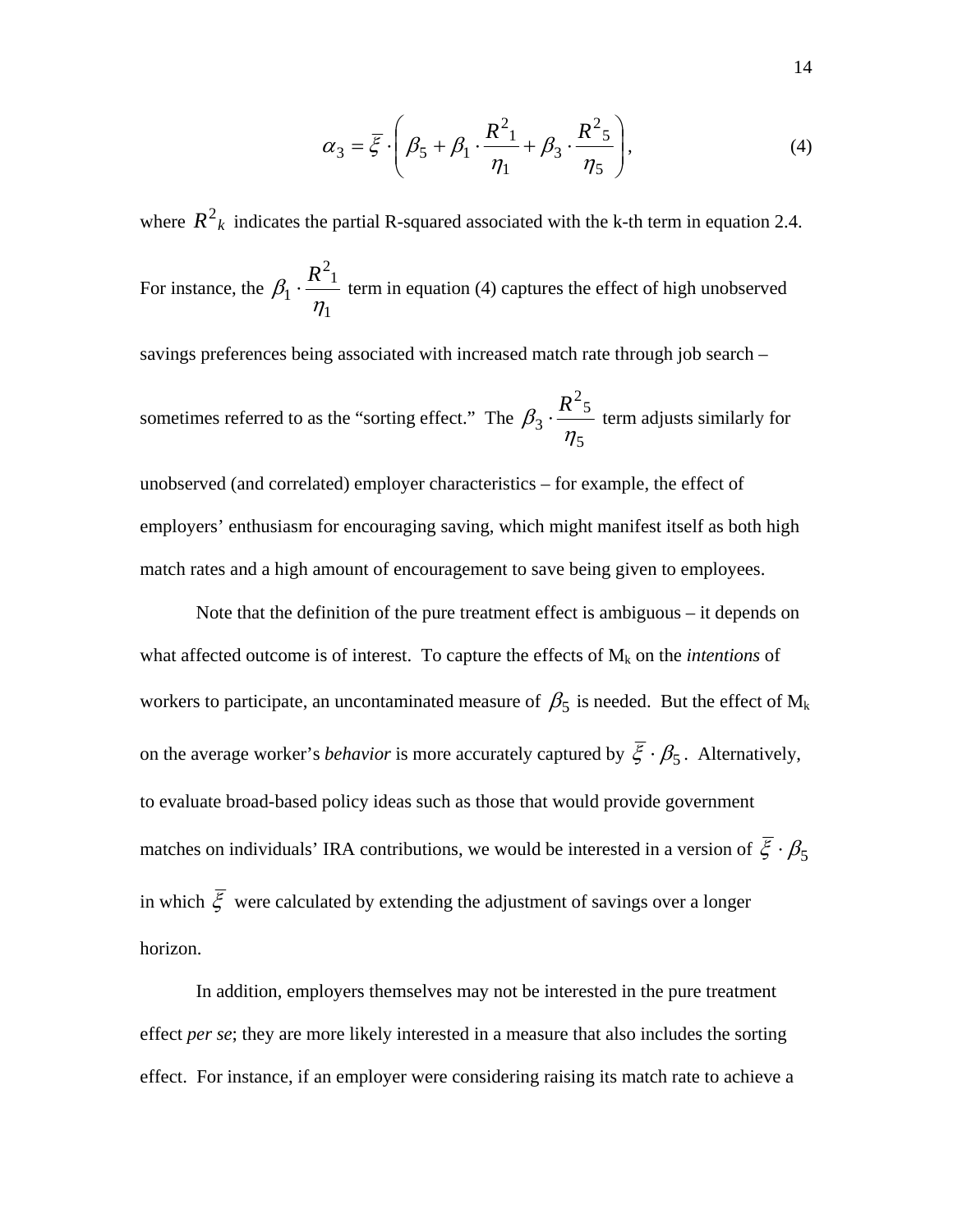$$\alpha_3 = \bar{\xi} \cdot \left( \beta_5 + \beta_1 \cdot \frac{R^2{}_1}{\eta_1} + \beta_3 \cdot \frac{R^2{}_5}{\eta_5} \right), \tag{4}$$

where $R^2{}_k$ indicates the partial R-squared associated with the k-th term in equation 2.4. For instance, the $\beta_1 \cdot \frac{R^2{}_1}{\eta_1}$ term in equation (4) captures the effect of high unobserved savings preferences being associated with increased match rate through job search – sometimes referred to as the "sorting effect." The $\beta_3 \cdot \frac{R^2{}_5}{\eta_5}$ term adjusts similarly for unobserved (and correlated) employer characteristics – for example, the effect of employers' enthusiasm for encouraging saving, which might manifest itself as both high match rates and a high amount of encouragement to save being given to employees.

Note that the definition of the pure treatment effect is ambiguous – it depends on what affected outcome is of interest. To capture the effects of $M_k$ on the *intentions* of workers to participate, an uncontaminated measure of $\beta_5$ is needed. But the effect of $M_k$ on the average worker's *behavior* is more accurately captured by $\bar{\xi} \cdot \beta_5$. Alternatively, to evaluate broad-based policy ideas such as those that would provide government matches on individuals' IRA contributions, we would be interested in a version of $\bar{\xi} \cdot \beta_5$ in which $\bar{\xi}$ were calculated by extending the adjustment of savings over a longer horizon.

In addition, employers themselves may not be interested in the pure treatment effect *per se*; they are more likely interested in a measure that also includes the sorting effect. For instance, if an employer were considering raising its match rate to achieve a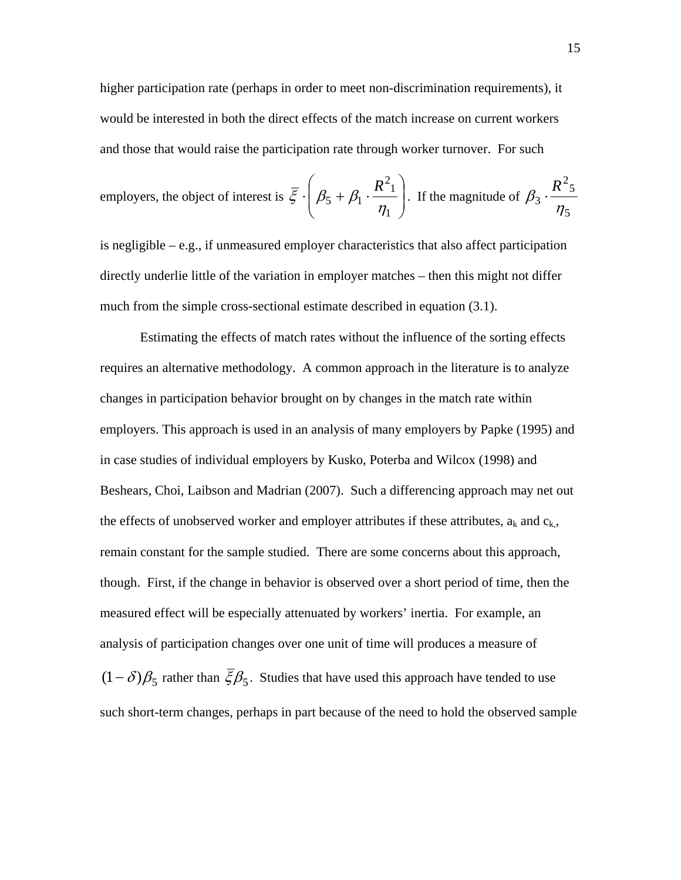higher participation rate (perhaps in order to meet non-discrimination requirements), it would be interested in both the direct effects of the match increase on current workers and those that would raise the participation rate through worker turnover. For such employers, the object of interest is $\overline{\xi} \cdot \left( \beta_5 + \beta_1 \cdot \frac{R^2{}_1}{\eta_1} \right)$. If the magnitude of $\beta_3 \cdot \frac{R^2{}_5}{\eta_5}$ is negligible – e.g., if unmeasured employer characteristics that also affect participation directly underlie little of the variation in employer matches – then this might not differ much from the simple cross-sectional estimate described in equation (3.1).

Estimating the effects of match rates without the influence of the sorting effects requires an alternative methodology. A common approach in the literature is to analyze changes in participation behavior brought on by changes in the match rate within employers. This approach is used in an analysis of many employers by Papke (1995) and in case studies of individual employers by Kusko, Poterba and Wilcox (1998) and Beshears, Choi, Laibson and Madrian (2007). Such a differencing approach may net out the effects of unobserved worker and employer attributes if these attributes, $a_k$ and $c_{k,}$, remain constant for the sample studied. There are some concerns about this approach, though. First, if the change in behavior is observed over a short period of time, then the measured effect will be especially attenuated by workers' inertia. For example, an analysis of participation changes over one unit of time will produces a measure of $(1-\delta)\beta_5$ rather than $\overline{\xi}\beta_5$. Studies that have used this approach have tended to use such short-term changes, perhaps in part because of the need to hold the observed sample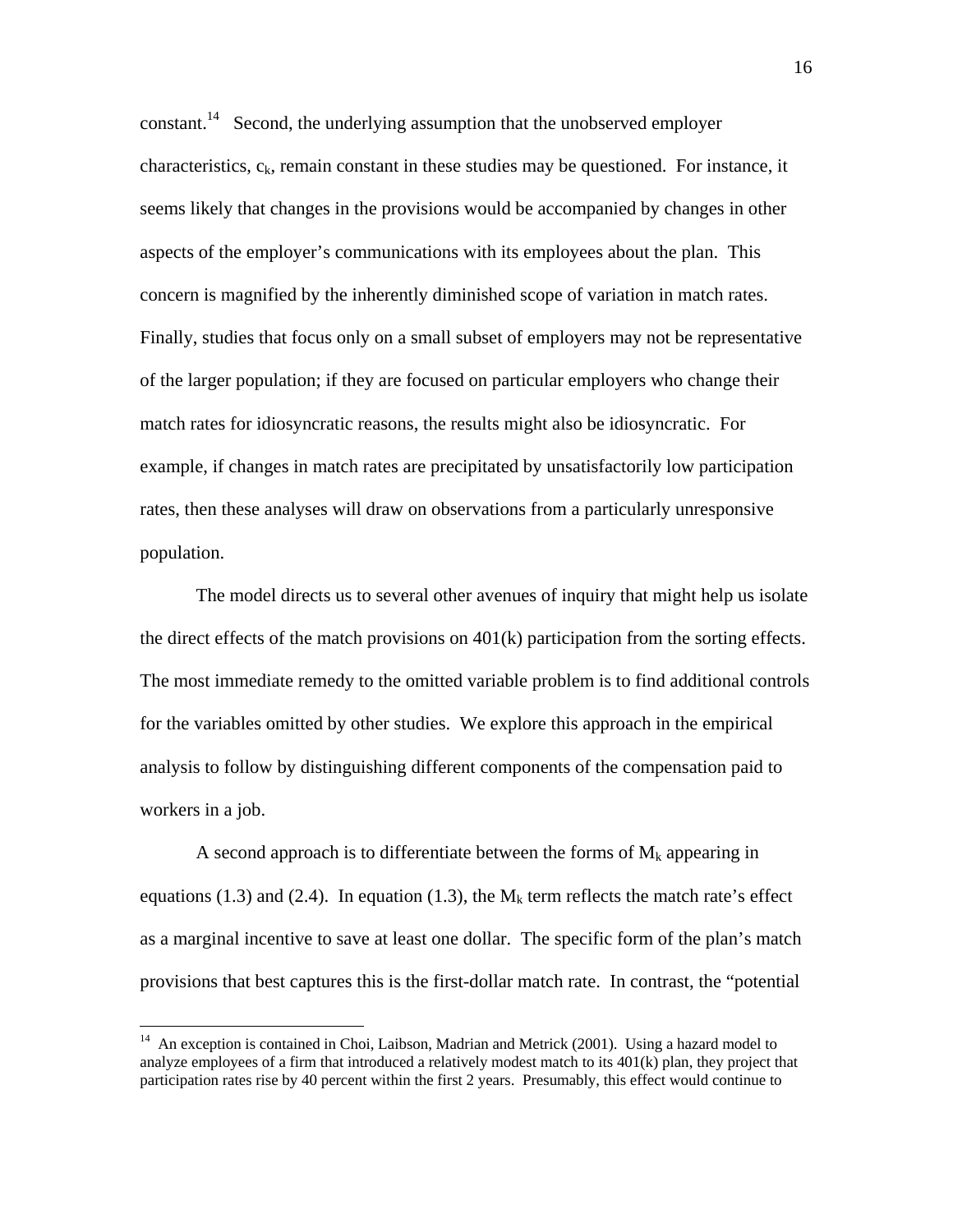constant.[14] Second, the underlying assumption that the unobserved employer characteristics, $c_k$, remain constant in these studies may be questioned. For instance, it seems likely that changes in the provisions would be accompanied by changes in other aspects of the employer's communications with its employees about the plan. This concern is magnified by the inherently diminished scope of variation in match rates. Finally, studies that focus only on a small subset of employers may not be representative of the larger population; if they are focused on particular employers who change their match rates for idiosyncratic reasons, the results might also be idiosyncratic. For example, if changes in match rates are precipitated by unsatisfactorily low participation rates, then these analyses will draw on observations from a particularly unresponsive population.

The model directs us to several other avenues of inquiry that might help us isolate the direct effects of the match provisions on 401(k) participation from the sorting effects. The most immediate remedy to the omitted variable problem is to find additional controls for the variables omitted by other studies. We explore this approach in the empirical analysis to follow by distinguishing different components of the compensation paid to workers in a job.

A second approach is to differentiate between the forms of $M_k$ appearing in equations (1.3) and (2.4). In equation (1.3), the $M_k$ term reflects the match rate's effect as a marginal incentive to save at least one dollar. The specific form of the plan's match provisions that best captures this is the first-dollar match rate. In contrast, the "potential

---

[14] An exception is contained in Choi, Laibson, Madrian and Metrick (2001). Using a hazard model to analyze employees of a firm that introduced a relatively modest match to its 401(k) plan, they project that participation rates rise by 40 percent within the first 2 years. Presumably, this effect would continue to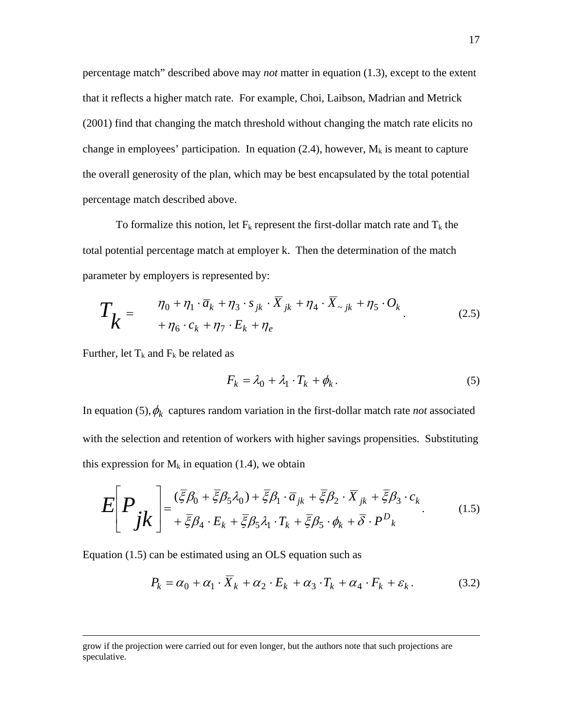percentage match" described above may *not* matter in equation (1.3), except to the extent that it reflects a higher match rate. For example, Choi, Laibson, Madrian and Metrick (2001) find that changing the match threshold without changing the match rate elicits no change in employees' participation. In equation (2.4), however, $M_k$ is meant to capture the overall generosity of the plan, which may be best encapsulated by the total potential percentage match described above.

To formalize this notion, let $F_k$ represent the first-dollar match rate and $T_k$ the total potential percentage match at employer k. Then the determination of the match parameter by employers is represented by:

$$T_k = \begin{array}{l} \eta_0 + \eta_1 \cdot \overline{a}_k + \eta_3 \cdot s_{jk} \cdot \overline{X}_{jk} + \eta_4 \cdot \overline{X}_{\sim jk} + \eta_5 \cdot O_k \\ + \eta_6 \cdot c_k + \eta_7 \cdot E_k + \eta_e \end{array}. \tag{2.5}$$

Further, let $T_k$ and $F_k$ be related as

$$F_k = \lambda_0 + \lambda_1 \cdot T_k + \phi_k. \tag{5}$$

In equation (5), $\phi_k$ captures random variation in the first-dollar match rate *not* associated with the selection and retention of workers with higher savings propensities. Substituting this expression for $M_k$ in equation (1.4), we obtain

$$E\left[P_{jk}\right] = \begin{array}{l} (\overline{\xi}\beta_0 + \overline{\xi}\beta_5\lambda_0) + \overline{\xi}\beta_1 \cdot \overline{a}_{jk} + \overline{\xi}\beta_2 \cdot \overline{X}_{jk} + \overline{\xi}\beta_3 \cdot c_k \\ + \overline{\xi}\beta_4 \cdot E_k + \overline{\xi}\beta_5\lambda_1 \cdot T_k + \overline{\xi}\beta_5 \cdot \phi_k + \overline{\delta} \cdot P^D{}_k \end{array}. \tag{1.5}$$

Equation (1.5) can be estimated using an OLS equation such as

$$P_k = \alpha_0 + \alpha_1 \cdot \overline{X}_k + \alpha_2 \cdot E_k + \alpha_3 \cdot T_k + \alpha_4 \cdot F_k + \varepsilon_k. \tag{3.2}$$

---

grow if the projection were carried out for even longer, but the authors note that such projections are speculative.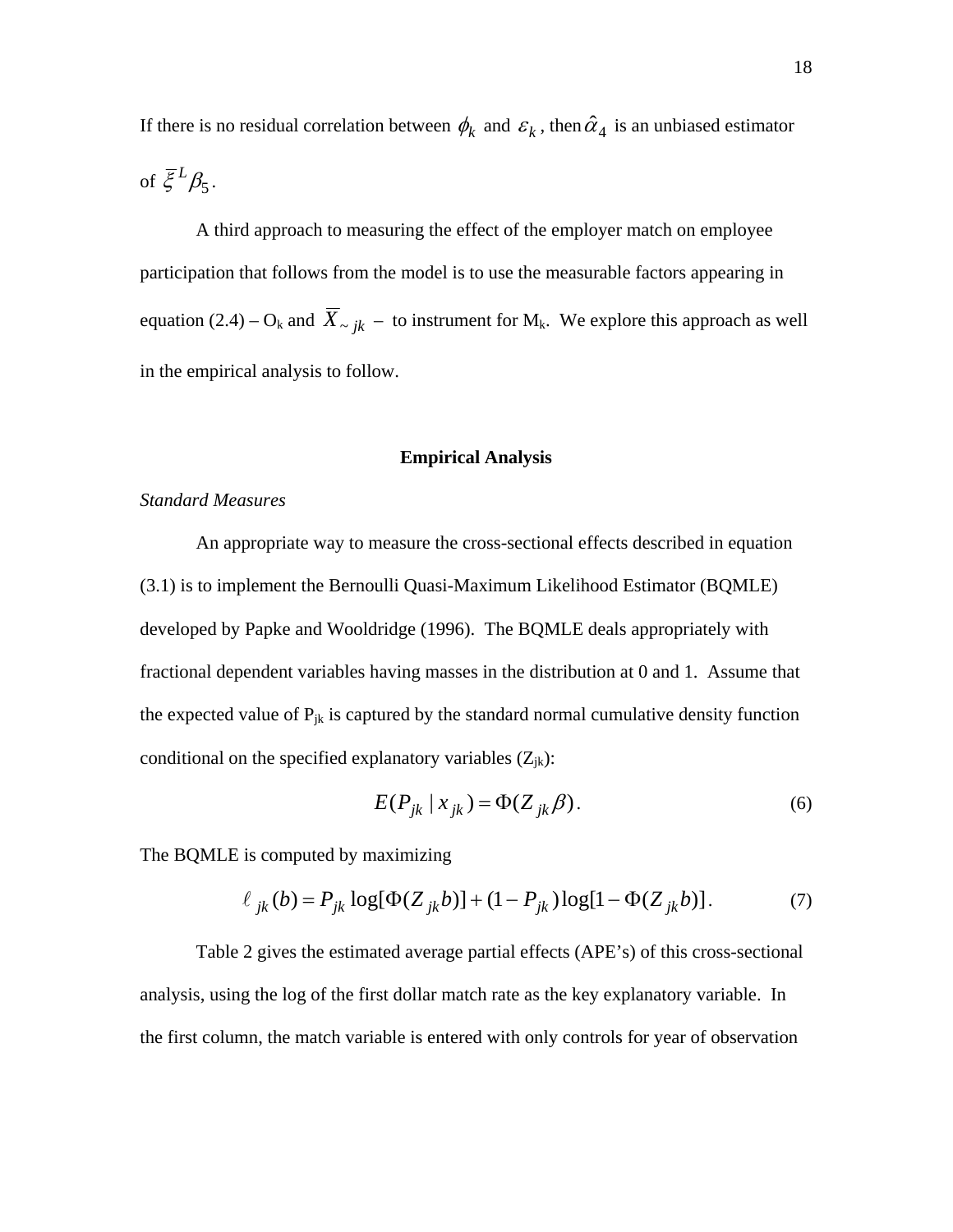If there is no residual correlation between $\phi_k$ and $\varepsilon_k$, then $\hat{\alpha}_4$ is an unbiased estimator of $\overline{\xi}^L \beta_5$.

A third approach to measuring the effect of the employer match on employee participation that follows from the model is to use the measurable factors appearing in equation (2.4) – $O_k$ and $\overline{X}_{\sim jk}$ – to instrument for $M_k$. We explore this approach as well in the empirical analysis to follow.

## Empirical Analysis

*Standard Measures*

An appropriate way to measure the cross-sectional effects described in equation (3.1) is to implement the Bernoulli Quasi-Maximum Likelihood Estimator (BQMLE) developed by Papke and Wooldridge (1996). The BQMLE deals appropriately with fractional dependent variables having masses in the distribution at 0 and 1. Assume that the expected value of $P_{jk}$ is captured by the standard normal cumulative density function conditional on the specified explanatory variables ($Z_{jk}$):

$$E(P_{jk} \mid x_{jk}) = \Phi(Z_{jk}\beta). \tag{6}$$

The BQMLE is computed by maximizing

$$\ell_{jk}(b) = P_{jk} \log[\Phi(Z_{jk}b)] + (1 - P_{jk})\log[1 - \Phi(Z_{jk}b)]. \tag{7}$$

Table 2 gives the estimated average partial effects (APE's) of this cross-sectional analysis, using the log of the first dollar match rate as the key explanatory variable. In the first column, the match variable is entered with only controls for year of observation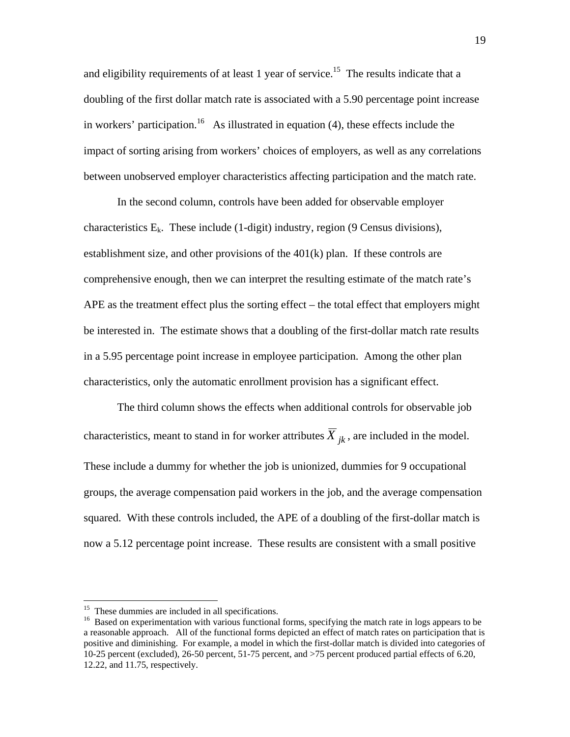and eligibility requirements of at least 1 year of service.[15] The results indicate that a doubling of the first dollar match rate is associated with a 5.90 percentage point increase in workers' participation.[16] As illustrated in equation (4), these effects include the impact of sorting arising from workers' choices of employers, as well as any correlations between unobserved employer characteristics affecting participation and the match rate.

In the second column, controls have been added for observable employer characteristics $E_k$. These include (1-digit) industry, region (9 Census divisions), establishment size, and other provisions of the 401(k) plan. If these controls are comprehensive enough, then we can interpret the resulting estimate of the match rate's APE as the treatment effect plus the sorting effect – the total effect that employers might be interested in. The estimate shows that a doubling of the first-dollar match rate results in a 5.95 percentage point increase in employee participation. Among the other plan characteristics, only the automatic enrollment provision has a significant effect.

The third column shows the effects when additional controls for observable job characteristics, meant to stand in for worker attributes $\overline{X}_{jk}$, are included in the model. These include a dummy for whether the job is unionized, dummies for 9 occupational groups, the average compensation paid workers in the job, and the average compensation squared. With these controls included, the APE of a doubling of the first-dollar match is now a 5.12 percentage point increase. These results are consistent with a small positive

---

[15] These dummies are included in all specifications.

[16] Based on experimentation with various functional forms, specifying the match rate in logs appears to be a reasonable approach. All of the functional forms depicted an effect of match rates on participation that is positive and diminishing. For example, a model in which the first-dollar match is divided into categories of 10-25 percent (excluded), 26-50 percent, 51-75 percent, and >75 percent produced partial effects of 6.20, 12.22, and 11.75, respectively.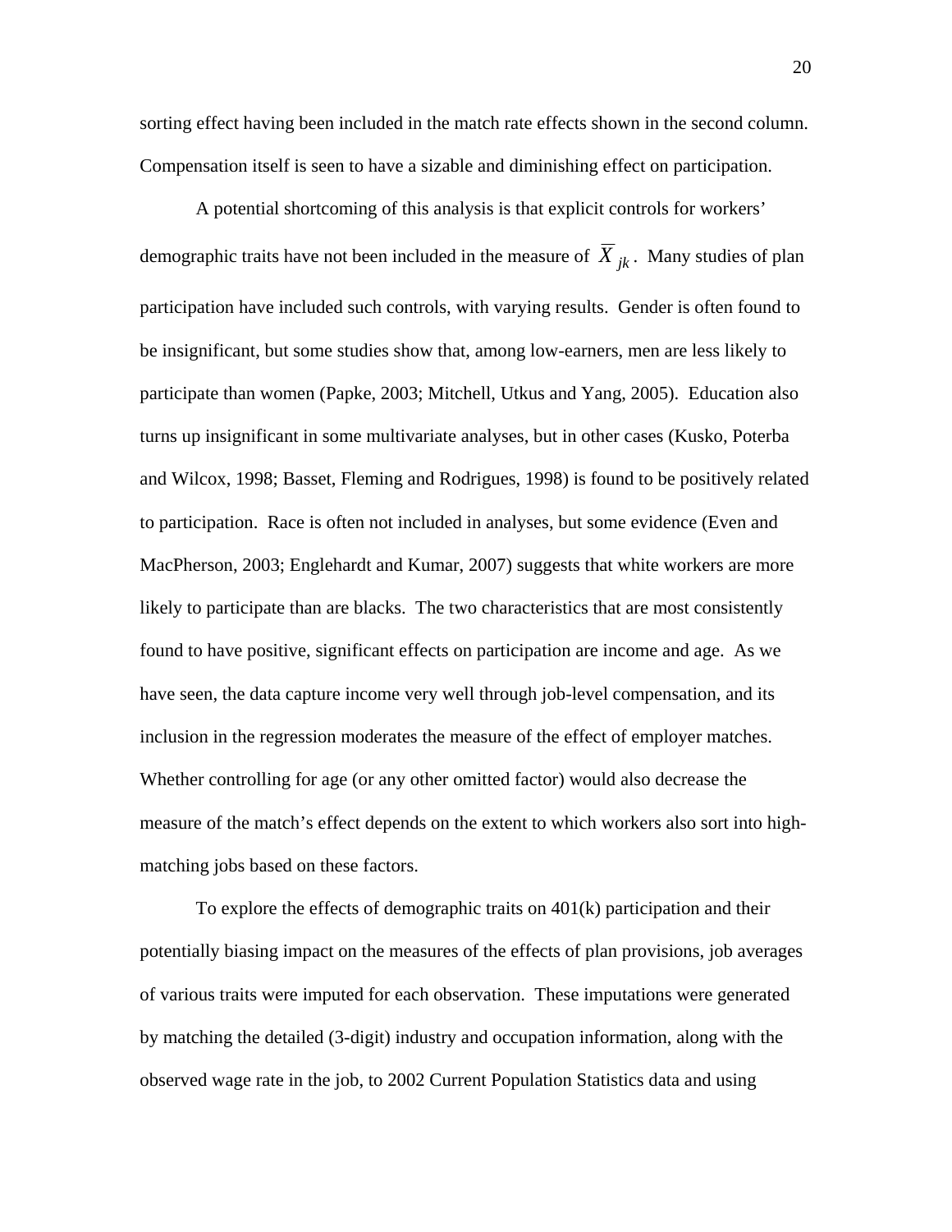sorting effect having been included in the match rate effects shown in the second column. Compensation itself is seen to have a sizable and diminishing effect on participation.

A potential shortcoming of this analysis is that explicit controls for workers' demographic traits have not been included in the measure of $\overline{X}_{jk}$. Many studies of plan participation have included such controls, with varying results. Gender is often found to be insignificant, but some studies show that, among low-earners, men are less likely to participate than women (Papke, 2003; Mitchell, Utkus and Yang, 2005). Education also turns up insignificant in some multivariate analyses, but in other cases (Kusko, Poterba and Wilcox, 1998; Basset, Fleming and Rodrigues, 1998) is found to be positively related to participation. Race is often not included in analyses, but some evidence (Even and MacPherson, 2003; Englehardt and Kumar, 2007) suggests that white workers are more likely to participate than are blacks. The two characteristics that are most consistently found to have positive, significant effects on participation are income and age. As we have seen, the data capture income very well through job-level compensation, and its inclusion in the regression moderates the measure of the effect of employer matches. Whether controlling for age (or any other omitted factor) would also decrease the measure of the match's effect depends on the extent to which workers also sort into high-matching jobs based on these factors.

To explore the effects of demographic traits on 401(k) participation and their potentially biasing impact on the measures of the effects of plan provisions, job averages of various traits were imputed for each observation. These imputations were generated by matching the detailed (3-digit) industry and occupation information, along with the observed wage rate in the job, to 2002 Current Population Statistics data and using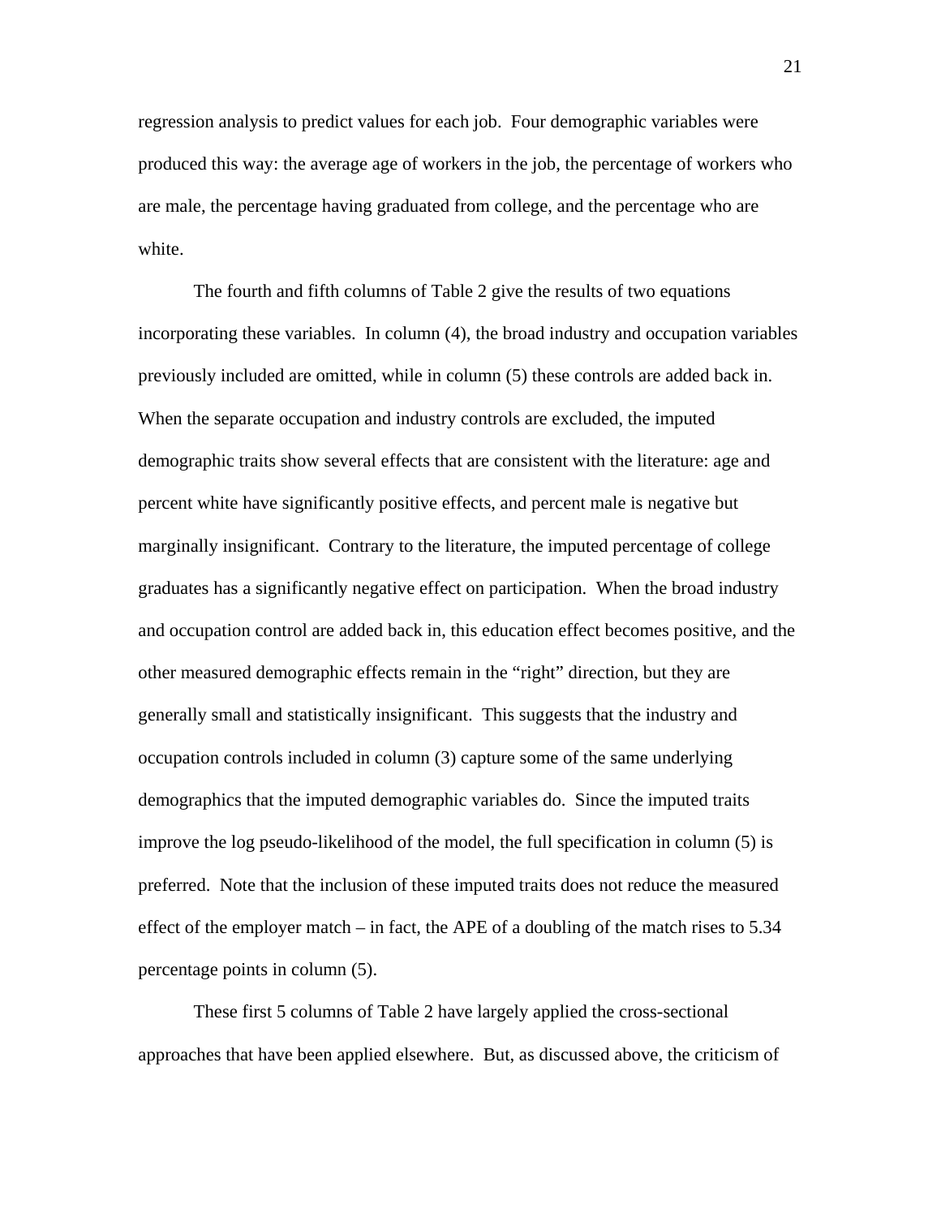regression analysis to predict values for each job. Four demographic variables were produced this way: the average age of workers in the job, the percentage of workers who are male, the percentage having graduated from college, and the percentage who are white.

The fourth and fifth columns of Table 2 give the results of two equations incorporating these variables. In column (4), the broad industry and occupation variables previously included are omitted, while in column (5) these controls are added back in. When the separate occupation and industry controls are excluded, the imputed demographic traits show several effects that are consistent with the literature: age and percent white have significantly positive effects, and percent male is negative but marginally insignificant. Contrary to the literature, the imputed percentage of college graduates has a significantly negative effect on participation. When the broad industry and occupation control are added back in, this education effect becomes positive, and the other measured demographic effects remain in the "right" direction, but they are generally small and statistically insignificant. This suggests that the industry and occupation controls included in column (3) capture some of the same underlying demographics that the imputed demographic variables do. Since the imputed traits improve the log pseudo-likelihood of the model, the full specification in column (5) is preferred. Note that the inclusion of these imputed traits does not reduce the measured effect of the employer match – in fact, the APE of a doubling of the match rises to 5.34 percentage points in column (5).

These first 5 columns of Table 2 have largely applied the cross-sectional approaches that have been applied elsewhere. But, as discussed above, the criticism of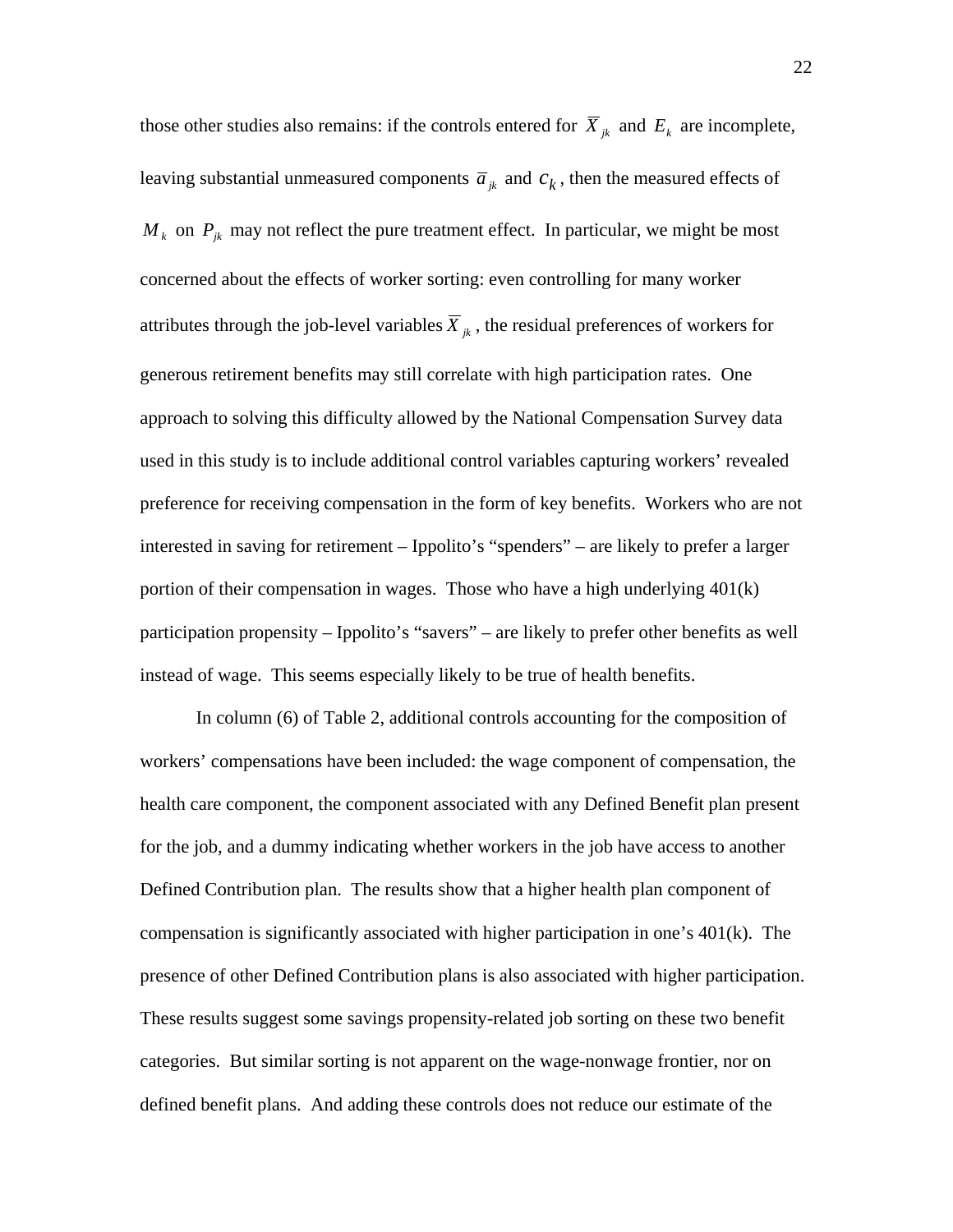those other studies also remains: if the controls entered for $\overline{X}_{jk}$ and $E_k$ are incomplete, leaving substantial unmeasured components $\overline{a}_{jk}$ and $c_k$, then the measured effects of $M_k$ on $P_{jk}$ may not reflect the pure treatment effect. In particular, we might be most concerned about the effects of worker sorting: even controlling for many worker attributes through the job-level variables $\overline{X}_{jk}$, the residual preferences of workers for generous retirement benefits may still correlate with high participation rates. One approach to solving this difficulty allowed by the National Compensation Survey data used in this study is to include additional control variables capturing workers' revealed preference for receiving compensation in the form of key benefits. Workers who are not interested in saving for retirement – Ippolito's "spenders" – are likely to prefer a larger portion of their compensation in wages. Those who have a high underlying 401(k) participation propensity – Ippolito's "savers" – are likely to prefer other benefits as well instead of wage. This seems especially likely to be true of health benefits.

In column (6) of Table 2, additional controls accounting for the composition of workers' compensations have been included: the wage component of compensation, the health care component, the component associated with any Defined Benefit plan present for the job, and a dummy indicating whether workers in the job have access to another Defined Contribution plan. The results show that a higher health plan component of compensation is significantly associated with higher participation in one's 401(k). The presence of other Defined Contribution plans is also associated with higher participation. These results suggest some savings propensity-related job sorting on these two benefit categories. But similar sorting is not apparent on the wage-nonwage frontier, nor on defined benefit plans. And adding these controls does not reduce our estimate of the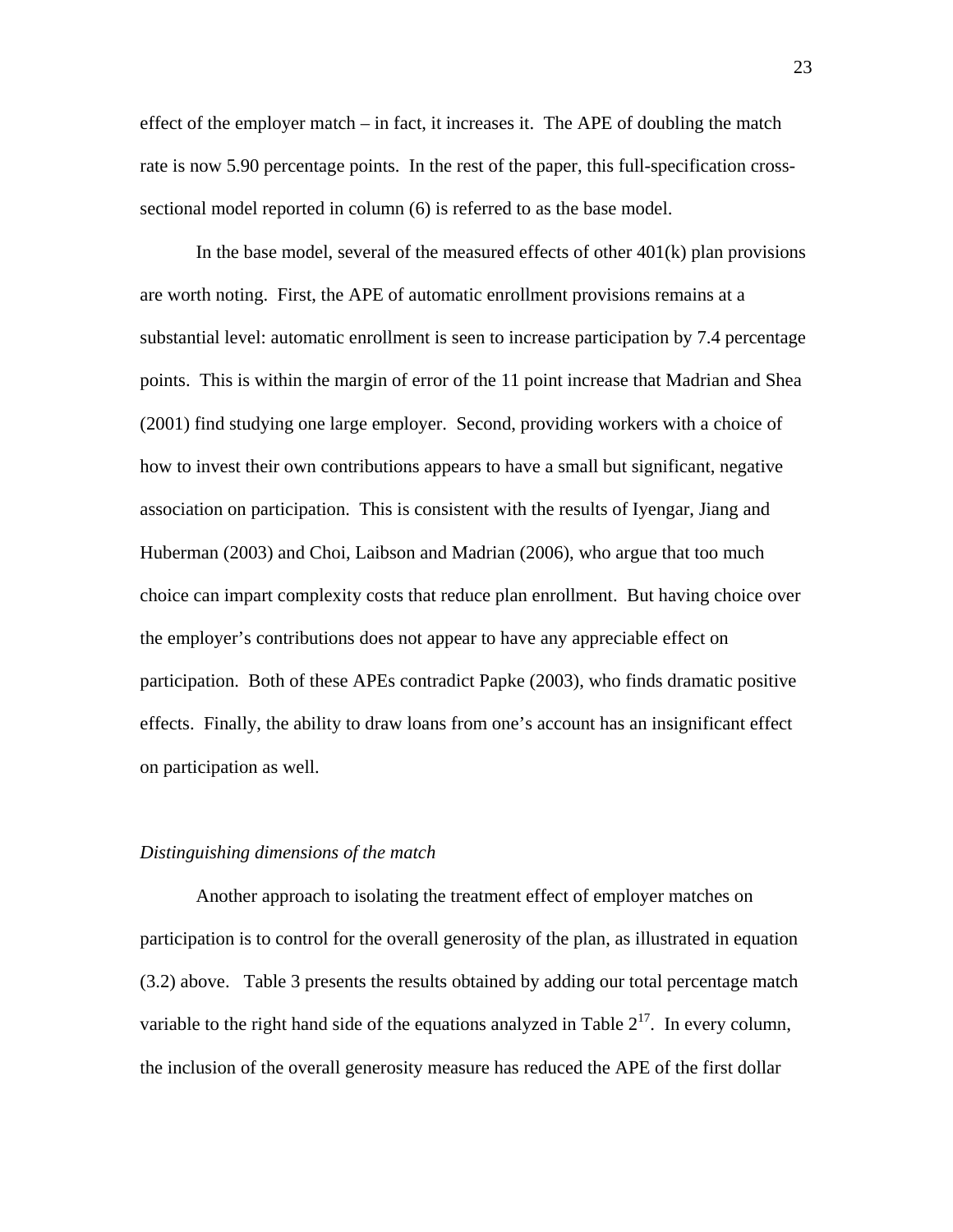effect of the employer match – in fact, it increases it. The APE of doubling the match rate is now 5.90 percentage points. In the rest of the paper, this full-specification cross-sectional model reported in column (6) is referred to as the base model.

In the base model, several of the measured effects of other 401(k) plan provisions are worth noting. First, the APE of automatic enrollment provisions remains at a substantial level: automatic enrollment is seen to increase participation by 7.4 percentage points. This is within the margin of error of the 11 point increase that Madrian and Shea (2001) find studying one large employer. Second, providing workers with a choice of how to invest their own contributions appears to have a small but significant, negative association on participation. This is consistent with the results of Iyengar, Jiang and Huberman (2003) and Choi, Laibson and Madrian (2006), who argue that too much choice can impart complexity costs that reduce plan enrollment. But having choice over the employer's contributions does not appear to have any appreciable effect on participation. Both of these APEs contradict Papke (2003), who finds dramatic positive effects. Finally, the ability to draw loans from one's account has an insignificant effect on participation as well.

*Distinguishing dimensions of the match*

Another approach to isolating the treatment effect of employer matches on participation is to control for the overall generosity of the plan, as illustrated in equation (3.2) above. Table 3 presents the results obtained by adding our total percentage match variable to the right hand side of the equations analyzed in Table 2[17]. In every column, the inclusion of the overall generosity measure has reduced the APE of the first dollar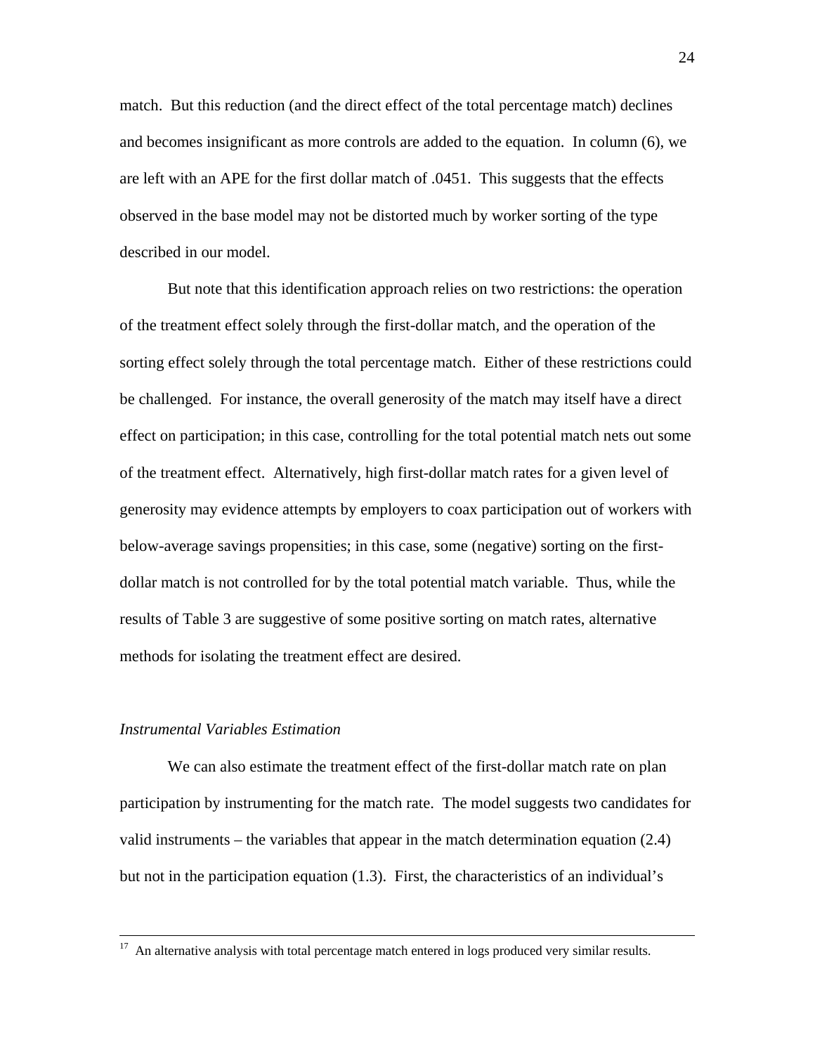match. But this reduction (and the direct effect of the total percentage match) declines and becomes insignificant as more controls are added to the equation. In column (6), we are left with an APE for the first dollar match of .0451. This suggests that the effects observed in the base model may not be distorted much by worker sorting of the type described in our model.

But note that this identification approach relies on two restrictions: the operation of the treatment effect solely through the first-dollar match, and the operation of the sorting effect solely through the total percentage match. Either of these restrictions could be challenged. For instance, the overall generosity of the match may itself have a direct effect on participation; in this case, controlling for the total potential match nets out some of the treatment effect. Alternatively, high first-dollar match rates for a given level of generosity may evidence attempts by employers to coax participation out of workers with below-average savings propensities; in this case, some (negative) sorting on the first-dollar match is not controlled for by the total potential match variable. Thus, while the results of Table 3 are suggestive of some positive sorting on match rates, alternative methods for isolating the treatment effect are desired.

*Instrumental Variables Estimation*

We can also estimate the treatment effect of the first-dollar match rate on plan participation by instrumenting for the match rate. The model suggests two candidates for valid instruments – the variables that appear in the match determination equation (2.4) but not in the participation equation (1.3). First, the characteristics of an individual's

---

[17] An alternative analysis with total percentage match entered in logs produced very similar results.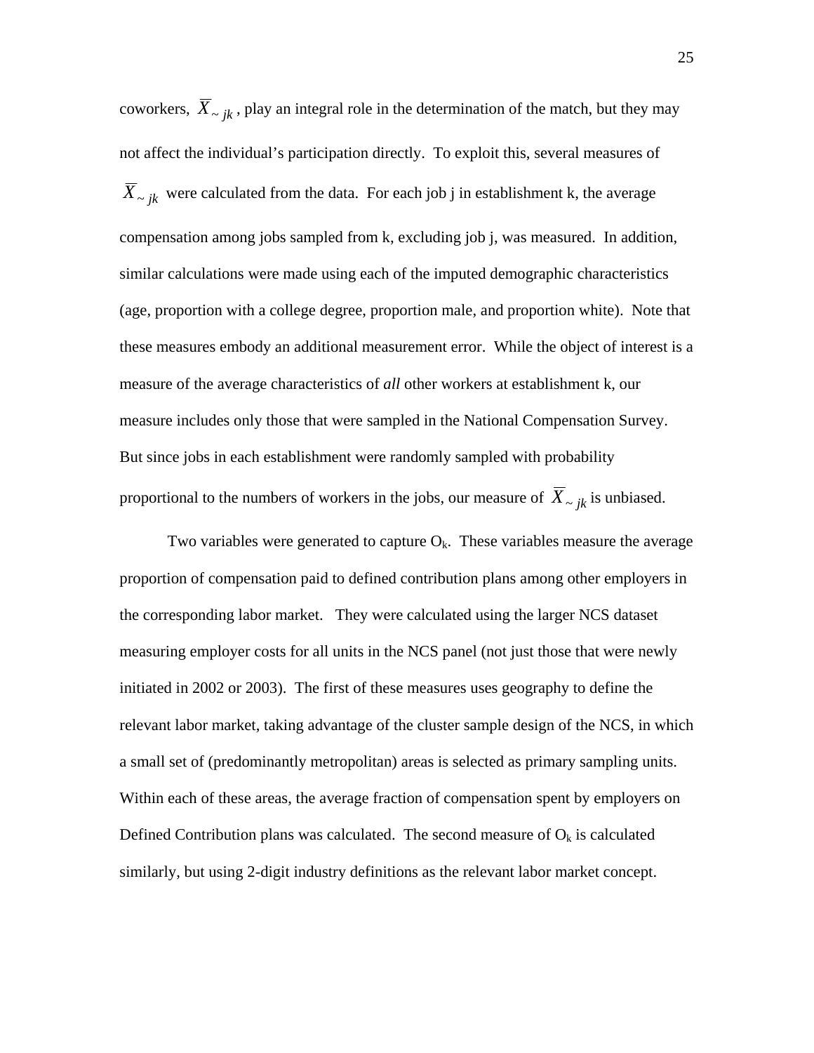coworkers, $\overline{X}_{\sim jk}$, play an integral role in the determination of the match, but they may not affect the individual's participation directly. To exploit this, several measures of $\overline{X}_{\sim jk}$ were calculated from the data. For each job j in establishment k, the average compensation among jobs sampled from k, excluding job j, was measured. In addition, similar calculations were made using each of the imputed demographic characteristics (age, proportion with a college degree, proportion male, and proportion white). Note that these measures embody an additional measurement error. While the object of interest is a measure of the average characteristics of *all* other workers at establishment k, our measure includes only those that were sampled in the National Compensation Survey. But since jobs in each establishment were randomly sampled with probability proportional to the numbers of workers in the jobs, our measure of $\overline{X}_{\sim jk}$ is unbiased.

Two variables were generated to capture $O_k$. These variables measure the average proportion of compensation paid to defined contribution plans among other employers in the corresponding labor market. They were calculated using the larger NCS dataset measuring employer costs for all units in the NCS panel (not just those that were newly initiated in 2002 or 2003). The first of these measures uses geography to define the relevant labor market, taking advantage of the cluster sample design of the NCS, in which a small set of (predominantly metropolitan) areas is selected as primary sampling units. Within each of these areas, the average fraction of compensation spent by employers on Defined Contribution plans was calculated. The second measure of $O_k$ is calculated similarly, but using 2-digit industry definitions as the relevant labor market concept.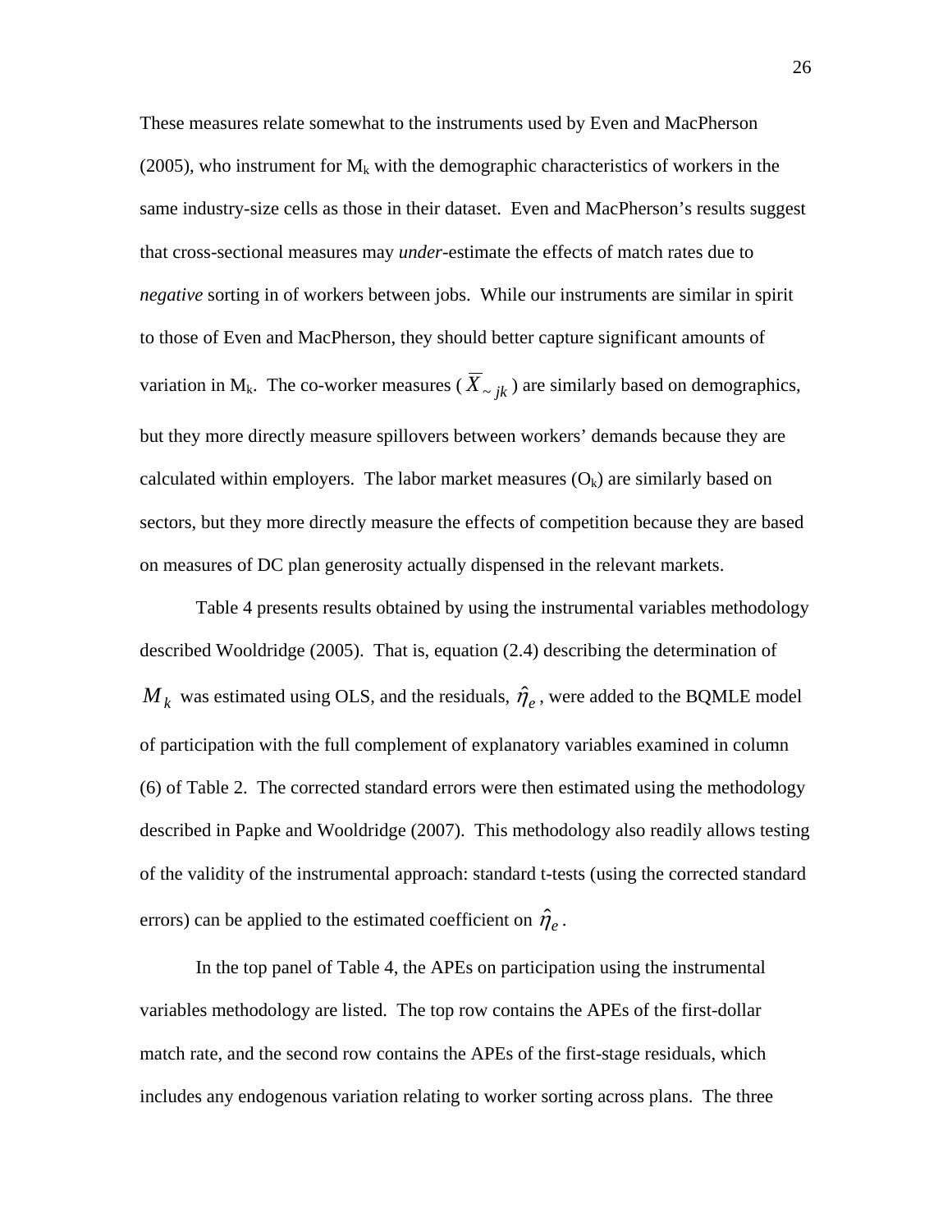These measures relate somewhat to the instruments used by Even and MacPherson (2005), who instrument for $M_k$ with the demographic characteristics of workers in the same industry-size cells as those in their dataset. Even and MacPherson's results suggest that cross-sectional measures may *under*-estimate the effects of match rates due to *negative* sorting in of workers between jobs. While our instruments are similar in spirit to those of Even and MacPherson, they should better capture significant amounts of variation in $M_k$. The co-worker measures ( $\overline{X}_{\sim jk}$ ) are similarly based on demographics, but they more directly measure spillovers between workers' demands because they are calculated within employers. The labor market measures ($O_k$) are similarly based on sectors, but they more directly measure the effects of competition because they are based on measures of DC plan generosity actually dispensed in the relevant markets.

Table 4 presents results obtained by using the instrumental variables methodology described Wooldridge (2005). That is, equation (2.4) describing the determination of $M_k$ was estimated using OLS, and the residuals, $\hat{\eta}_e$, were added to the BQMLE model of participation with the full complement of explanatory variables examined in column (6) of Table 2. The corrected standard errors were then estimated using the methodology described in Papke and Wooldridge (2007). This methodology also readily allows testing of the validity of the instrumental approach: standard t-tests (using the corrected standard errors) can be applied to the estimated coefficient on $\hat{\eta}_e$.

In the top panel of Table 4, the APEs on participation using the instrumental variables methodology are listed. The top row contains the APEs of the first-dollar match rate, and the second row contains the APEs of the first-stage residuals, which includes any endogenous variation relating to worker sorting across plans. The three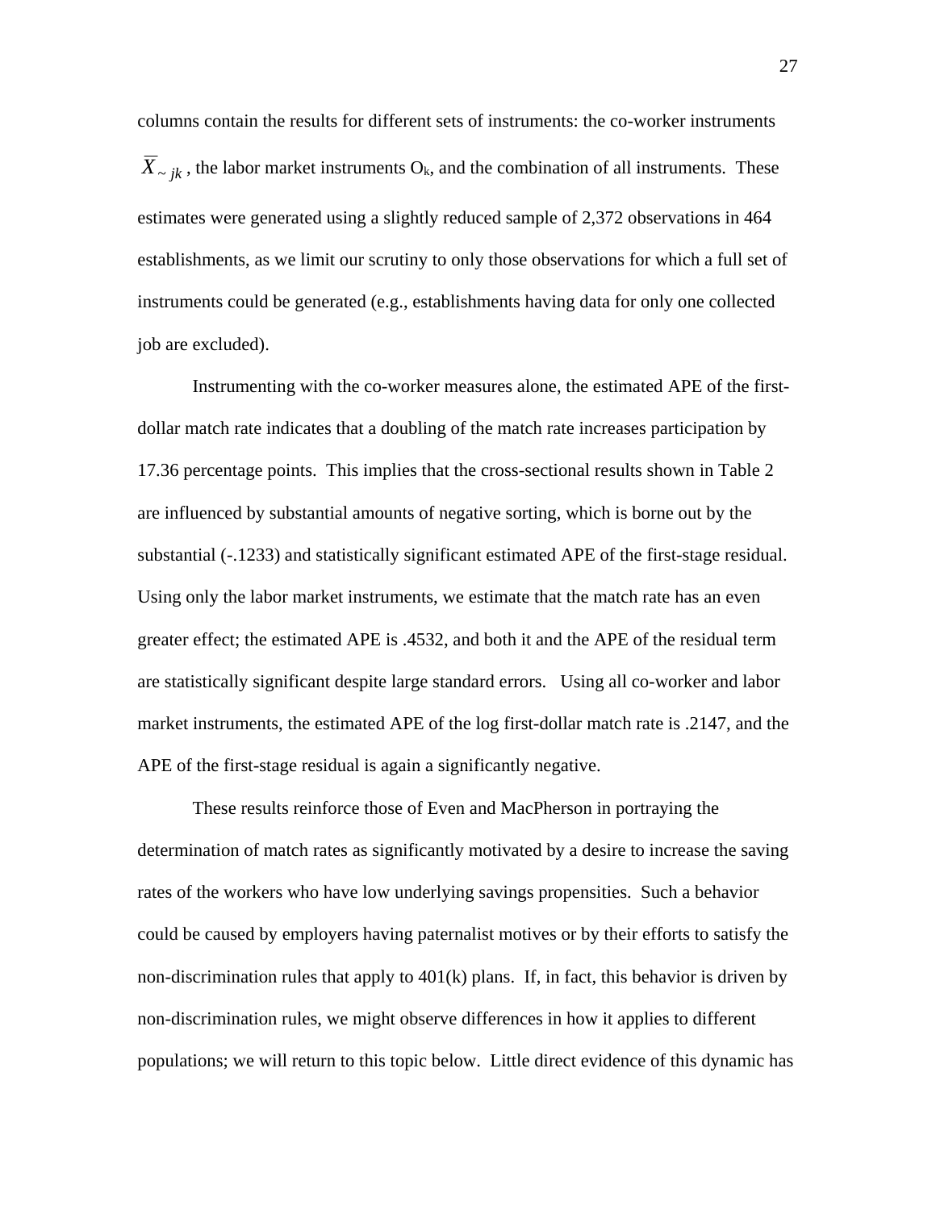columns contain the results for different sets of instruments: the co-worker instruments $\overline{X}_{\sim jk}$, the labor market instruments $O_k$, and the combination of all instruments. These estimates were generated using a slightly reduced sample of 2,372 observations in 464 establishments, as we limit our scrutiny to only those observations for which a full set of instruments could be generated (e.g., establishments having data for only one collected job are excluded).

Instrumenting with the co-worker measures alone, the estimated APE of the first-dollar match rate indicates that a doubling of the match rate increases participation by 17.36 percentage points. This implies that the cross-sectional results shown in Table 2 are influenced by substantial amounts of negative sorting, which is borne out by the substantial (-.1233) and statistically significant estimated APE of the first-stage residual. Using only the labor market instruments, we estimate that the match rate has an even greater effect; the estimated APE is .4532, and both it and the APE of the residual term are statistically significant despite large standard errors. Using all co-worker and labor market instruments, the estimated APE of the log first-dollar match rate is .2147, and the APE of the first-stage residual is again a significantly negative.

These results reinforce those of Even and MacPherson in portraying the determination of match rates as significantly motivated by a desire to increase the saving rates of the workers who have low underlying savings propensities. Such a behavior could be caused by employers having paternalist motives or by their efforts to satisfy the non-discrimination rules that apply to 401(k) plans. If, in fact, this behavior is driven by non-discrimination rules, we might observe differences in how it applies to different populations; we will return to this topic below. Little direct evidence of this dynamic has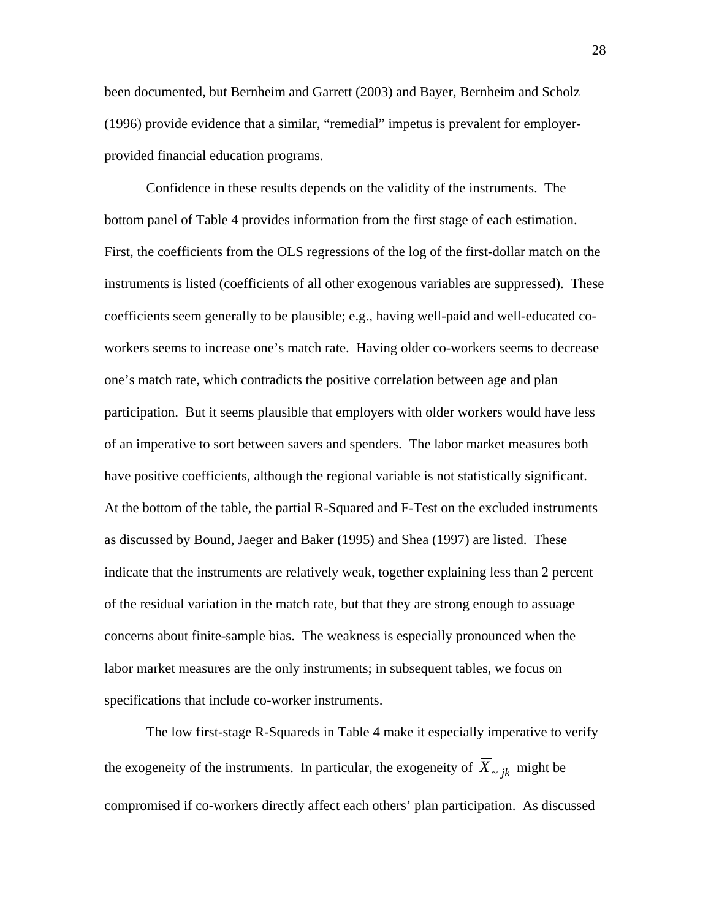been documented, but Bernheim and Garrett (2003) and Bayer, Bernheim and Scholz (1996) provide evidence that a similar, "remedial" impetus is prevalent for employer-provided financial education programs.

Confidence in these results depends on the validity of the instruments. The bottom panel of Table 4 provides information from the first stage of each estimation. First, the coefficients from the OLS regressions of the log of the first-dollar match on the instruments is listed (coefficients of all other exogenous variables are suppressed). These coefficients seem generally to be plausible; e.g., having well-paid and well-educated co-workers seems to increase one's match rate. Having older co-workers seems to decrease one's match rate, which contradicts the positive correlation between age and plan participation. But it seems plausible that employers with older workers would have less of an imperative to sort between savers and spenders. The labor market measures both have positive coefficients, although the regional variable is not statistically significant. At the bottom of the table, the partial R-Squared and F-Test on the excluded instruments as discussed by Bound, Jaeger and Baker (1995) and Shea (1997) are listed. These indicate that the instruments are relatively weak, together explaining less than 2 percent of the residual variation in the match rate, but that they are strong enough to assuage concerns about finite-sample bias. The weakness is especially pronounced when the labor market measures are the only instruments; in subsequent tables, we focus on specifications that include co-worker instruments.

The low first-stage R-Squareds in Table 4 make it especially imperative to verify the exogeneity of the instruments. In particular, the exogeneity of $\overline{X}_{\sim jk}$ might be compromised if co-workers directly affect each others' plan participation. As discussed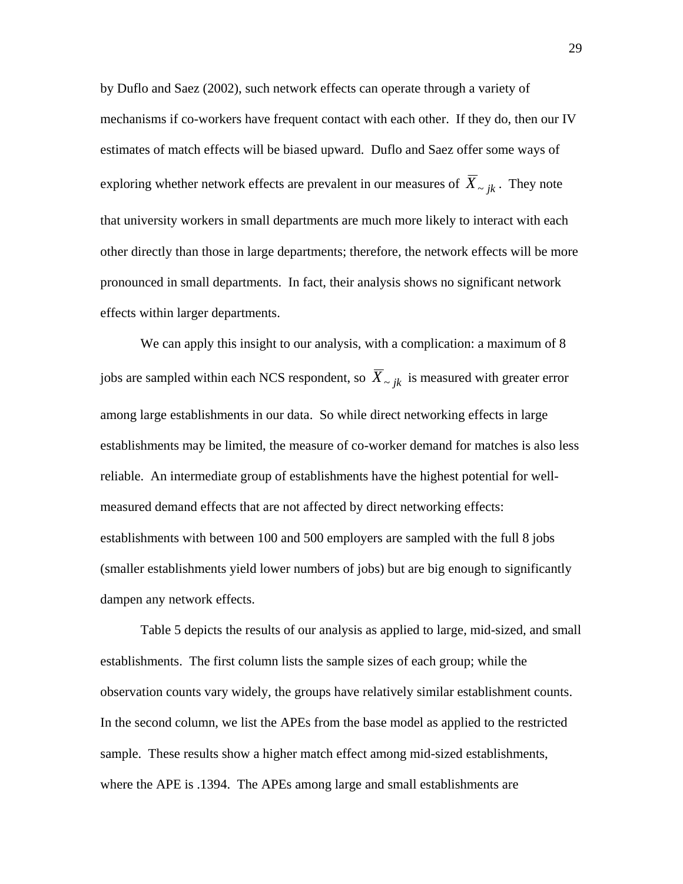by Duflo and Saez (2002), such network effects can operate through a variety of mechanisms if co-workers have frequent contact with each other. If they do, then our IV estimates of match effects will be biased upward. Duflo and Saez offer some ways of exploring whether network effects are prevalent in our measures of $\overline{X}_{\sim jk}$. They note that university workers in small departments are much more likely to interact with each other directly than those in large departments; therefore, the network effects will be more pronounced in small departments. In fact, their analysis shows no significant network effects within larger departments.

We can apply this insight to our analysis, with a complication: a maximum of 8 jobs are sampled within each NCS respondent, so $\overline{X}_{\sim jk}$ is measured with greater error among large establishments in our data. So while direct networking effects in large establishments may be limited, the measure of co-worker demand for matches is also less reliable. An intermediate group of establishments have the highest potential for well-measured demand effects that are not affected by direct networking effects: establishments with between 100 and 500 employers are sampled with the full 8 jobs (smaller establishments yield lower numbers of jobs) but are big enough to significantly dampen any network effects.

Table 5 depicts the results of our analysis as applied to large, mid-sized, and small establishments. The first column lists the sample sizes of each group; while the observation counts vary widely, the groups have relatively similar establishment counts. In the second column, we list the APEs from the base model as applied to the restricted sample. These results show a higher match effect among mid-sized establishments, where the APE is .1394. The APEs among large and small establishments are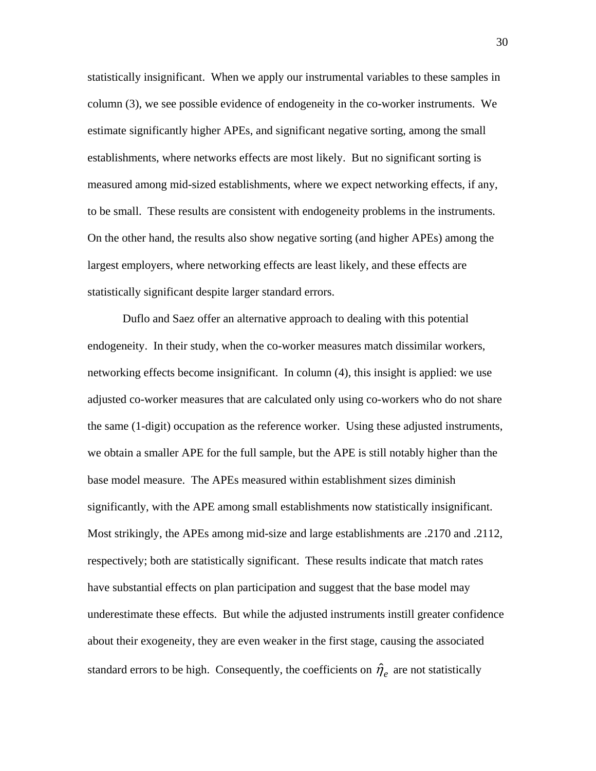statistically insignificant. When we apply our instrumental variables to these samples in column (3), we see possible evidence of endogeneity in the co-worker instruments. We estimate significantly higher APEs, and significant negative sorting, among the small establishments, where networks effects are most likely. But no significant sorting is measured among mid-sized establishments, where we expect networking effects, if any, to be small. These results are consistent with endogeneity problems in the instruments. On the other hand, the results also show negative sorting (and higher APEs) among the largest employers, where networking effects are least likely, and these effects are statistically significant despite larger standard errors.

Duflo and Saez offer an alternative approach to dealing with this potential endogeneity. In their study, when the co-worker measures match dissimilar workers, networking effects become insignificant. In column (4), this insight is applied: we use adjusted co-worker measures that are calculated only using co-workers who do not share the same (1-digit) occupation as the reference worker. Using these adjusted instruments, we obtain a smaller APE for the full sample, but the APE is still notably higher than the base model measure. The APEs measured within establishment sizes diminish significantly, with the APE among small establishments now statistically insignificant. Most strikingly, the APEs among mid-size and large establishments are .2170 and .2112, respectively; both are statistically significant. These results indicate that match rates have substantial effects on plan participation and suggest that the base model may underestimate these effects. But while the adjusted instruments instill greater confidence about their exogeneity, they are even weaker in the first stage, causing the associated standard errors to be high. Consequently, the coefficients on $\hat{\eta}_e$ are not statistically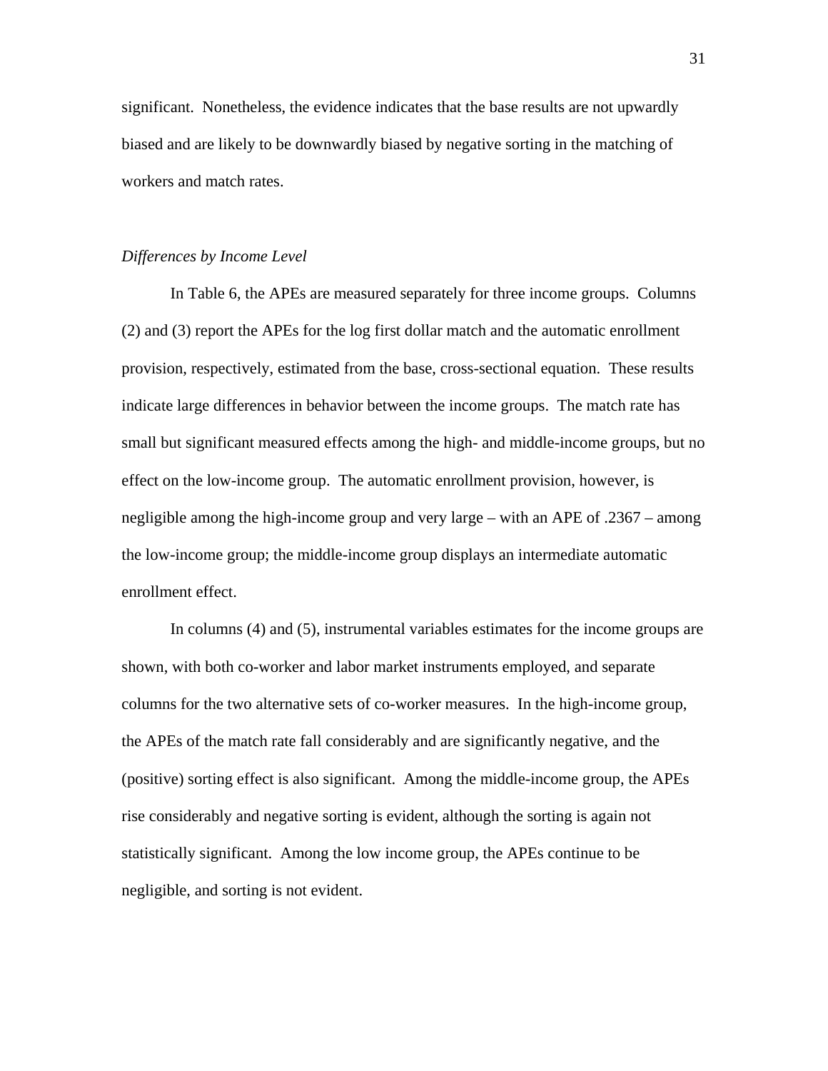significant. Nonetheless, the evidence indicates that the base results are not upwardly biased and are likely to be downwardly biased by negative sorting in the matching of workers and match rates.

*Differences by Income Level*

In Table 6, the APEs are measured separately for three income groups. Columns (2) and (3) report the APEs for the log first dollar match and the automatic enrollment provision, respectively, estimated from the base, cross-sectional equation. These results indicate large differences in behavior between the income groups. The match rate has small but significant measured effects among the high- and middle-income groups, but no effect on the low-income group. The automatic enrollment provision, however, is negligible among the high-income group and very large – with an APE of .2367 – among the low-income group; the middle-income group displays an intermediate automatic enrollment effect.

In columns (4) and (5), instrumental variables estimates for the income groups are shown, with both co-worker and labor market instruments employed, and separate columns for the two alternative sets of co-worker measures. In the high-income group, the APEs of the match rate fall considerably and are significantly negative, and the (positive) sorting effect is also significant. Among the middle-income group, the APEs rise considerably and negative sorting is evident, although the sorting is again not statistically significant. Among the low income group, the APEs continue to be negligible, and sorting is not evident.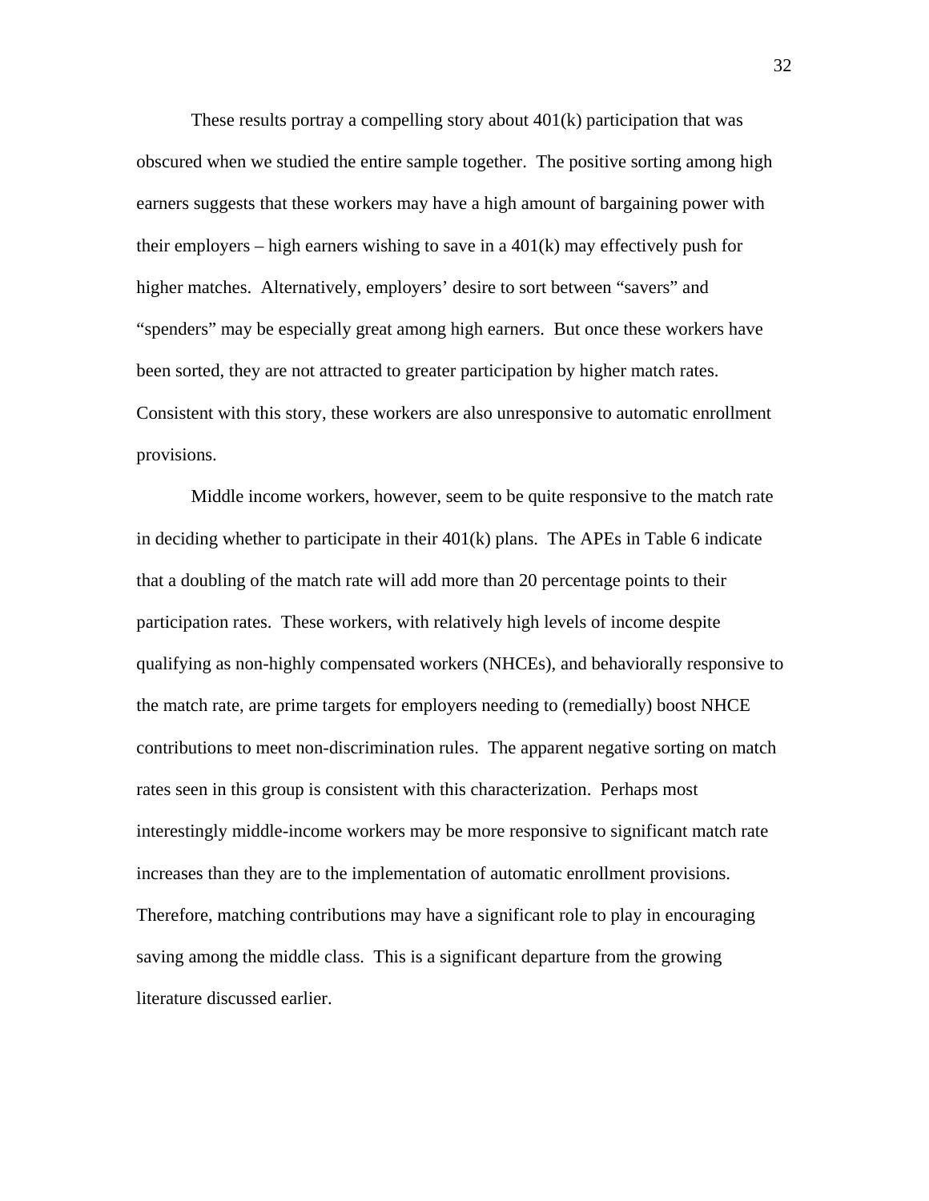These results portray a compelling story about 401(k) participation that was obscured when we studied the entire sample together. The positive sorting among high earners suggests that these workers may have a high amount of bargaining power with their employers – high earners wishing to save in a 401(k) may effectively push for higher matches. Alternatively, employers' desire to sort between "savers" and "spenders" may be especially great among high earners. But once these workers have been sorted, they are not attracted to greater participation by higher match rates. Consistent with this story, these workers are also unresponsive to automatic enrollment provisions.

Middle income workers, however, seem to be quite responsive to the match rate in deciding whether to participate in their 401(k) plans. The APEs in Table 6 indicate that a doubling of the match rate will add more than 20 percentage points to their participation rates. These workers, with relatively high levels of income despite qualifying as non-highly compensated workers (NHCEs), and behaviorally responsive to the match rate, are prime targets for employers needing to (remedially) boost NHCE contributions to meet non-discrimination rules. The apparent negative sorting on match rates seen in this group is consistent with this characterization. Perhaps most interestingly middle-income workers may be more responsive to significant match rate increases than they are to the implementation of automatic enrollment provisions. Therefore, matching contributions may have a significant role to play in encouraging saving among the middle class. This is a significant departure from the growing literature discussed earlier.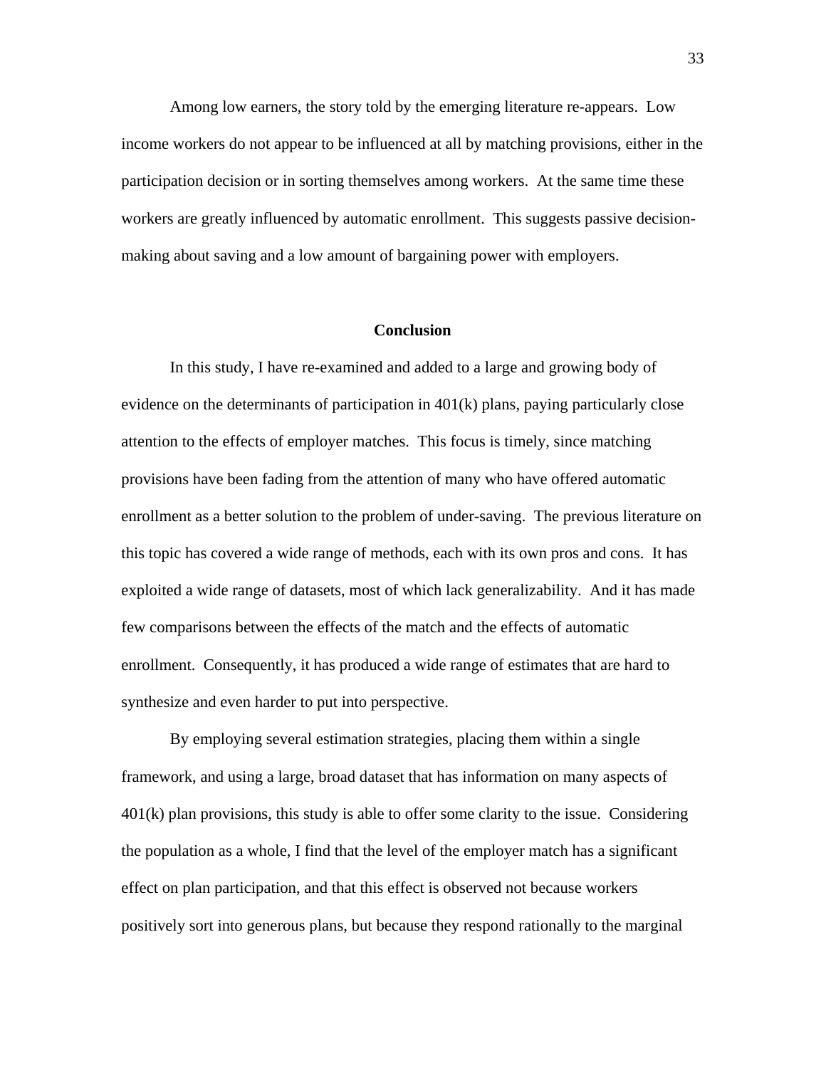Among low earners, the story told by the emerging literature re-appears. Low income workers do not appear to be influenced at all by matching provisions, either in the participation decision or in sorting themselves among workers. At the same time these workers are greatly influenced by automatic enrollment. This suggests passive decision-making about saving and a low amount of bargaining power with employers.

## Conclusion

In this study, I have re-examined and added to a large and growing body of evidence on the determinants of participation in 401(k) plans, paying particularly close attention to the effects of employer matches. This focus is timely, since matching provisions have been fading from the attention of many who have offered automatic enrollment as a better solution to the problem of under-saving. The previous literature on this topic has covered a wide range of methods, each with its own pros and cons. It has exploited a wide range of datasets, most of which lack generalizability. And it has made few comparisons between the effects of the match and the effects of automatic enrollment. Consequently, it has produced a wide range of estimates that are hard to synthesize and even harder to put into perspective.

By employing several estimation strategies, placing them within a single framework, and using a large, broad dataset that has information on many aspects of 401(k) plan provisions, this study is able to offer some clarity to the issue. Considering the population as a whole, I find that the level of the employer match has a significant effect on plan participation, and that this effect is observed not because workers positively sort into generous plans, but because they respond rationally to the marginal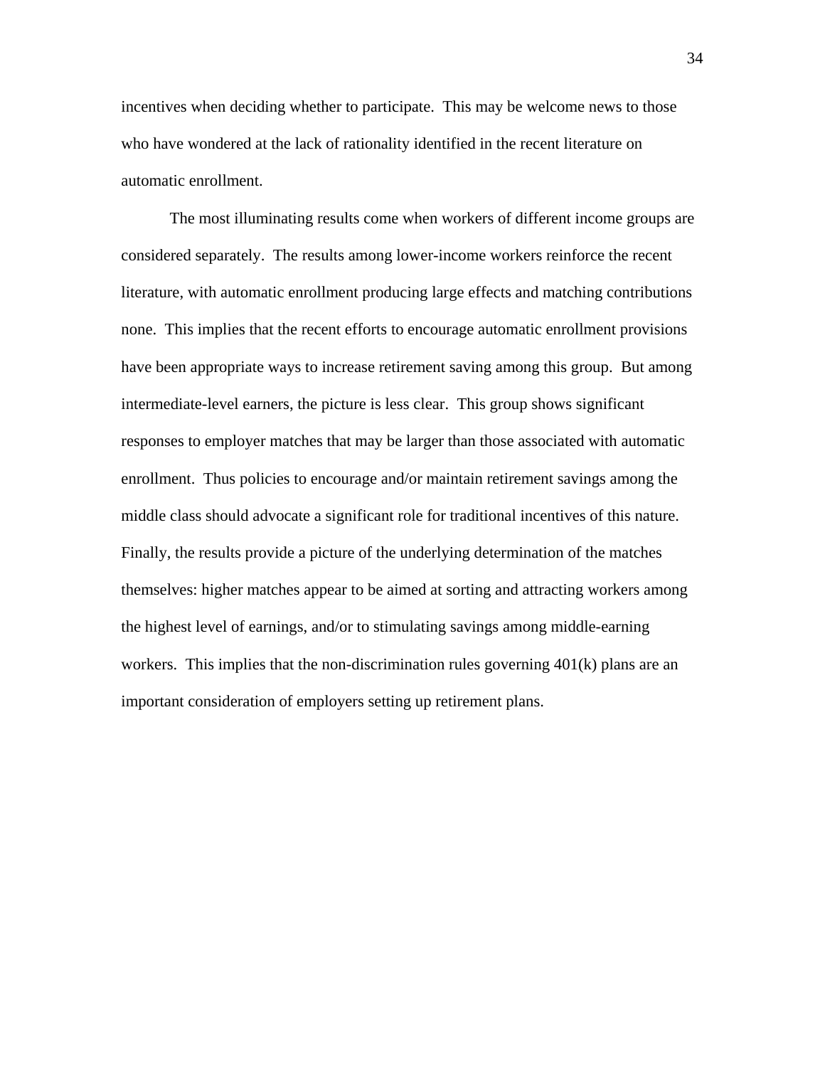incentives when deciding whether to participate. This may be welcome news to those who have wondered at the lack of rationality identified in the recent literature on automatic enrollment.

The most illuminating results come when workers of different income groups are considered separately. The results among lower-income workers reinforce the recent literature, with automatic enrollment producing large effects and matching contributions none. This implies that the recent efforts to encourage automatic enrollment provisions have been appropriate ways to increase retirement saving among this group. But among intermediate-level earners, the picture is less clear. This group shows significant responses to employer matches that may be larger than those associated with automatic enrollment. Thus policies to encourage and/or maintain retirement savings among the middle class should advocate a significant role for traditional incentives of this nature. Finally, the results provide a picture of the underlying determination of the matches themselves: higher matches appear to be aimed at sorting and attracting workers among the highest level of earnings, and/or to stimulating savings among middle-earning workers. This implies that the non-discrimination rules governing 401(k) plans are an important consideration of employers setting up retirement plans.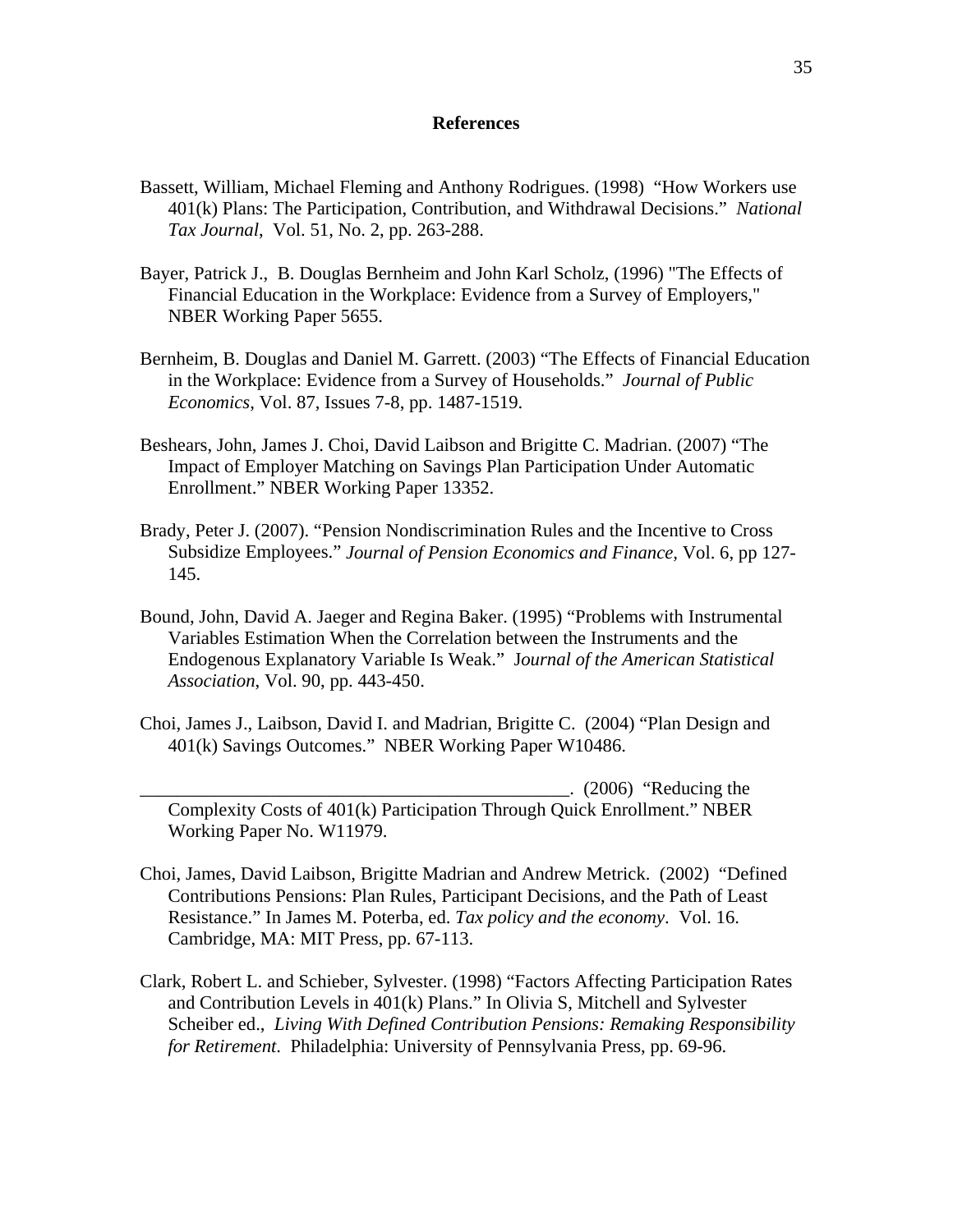# References

Bassett, William, Michael Fleming and Anthony Rodrigues. (1998) "How Workers use 401(k) Plans: The Participation, Contribution, and Withdrawal Decisions." *National Tax Journal*, Vol. 51, No. 2, pp. 263-288.

Bayer, Patrick J., B. Douglas Bernheim and John Karl Scholz, (1996) "The Effects of Financial Education in the Workplace: Evidence from a Survey of Employers," NBER Working Paper 5655.

Bernheim, B. Douglas and Daniel M. Garrett. (2003) "The Effects of Financial Education in the Workplace: Evidence from a Survey of Households." *Journal of Public Economics*, Vol. 87, Issues 7-8, pp. 1487-1519.

Beshears, John, James J. Choi, David Laibson and Brigitte C. Madrian. (2007) "The Impact of Employer Matching on Savings Plan Participation Under Automatic Enrollment." NBER Working Paper 13352.

Brady, Peter J. (2007). "Pension Nondiscrimination Rules and the Incentive to Cross Subsidize Employees." *Journal of Pension Economics and Finance,* Vol. 6, pp 127-145.

Bound, John, David A. Jaeger and Regina Baker. (1995) "Problems with Instrumental Variables Estimation When the Correlation between the Instruments and the Endogenous Explanatory Variable Is Weak." *Journal of the American Statistical Association*, Vol. 90, pp. 443-450.

Choi, James J., Laibson, David I. and Madrian, Brigitte C. (2004) "Plan Design and 401(k) Savings Outcomes." NBER Working Paper W10486.

_______________________________________________. (2006) "Reducing the Complexity Costs of 401(k) Participation Through Quick Enrollment." NBER Working Paper No. W11979.

Choi, James, David Laibson, Brigitte Madrian and Andrew Metrick. (2002) "Defined Contributions Pensions: Plan Rules, Participant Decisions, and the Path of Least Resistance." In James M. Poterba, ed. *Tax policy and the economy*. Vol. 16. Cambridge, MA: MIT Press, pp. 67-113.

Clark, Robert L. and Schieber, Sylvester. (1998) "Factors Affecting Participation Rates and Contribution Levels in 401(k) Plans." In Olivia S, Mitchell and Sylvester Scheiber ed., *Living With Defined Contribution Pensions: Remaking Responsibility for Retirement*. Philadelphia: University of Pennsylvania Press, pp. 69-96.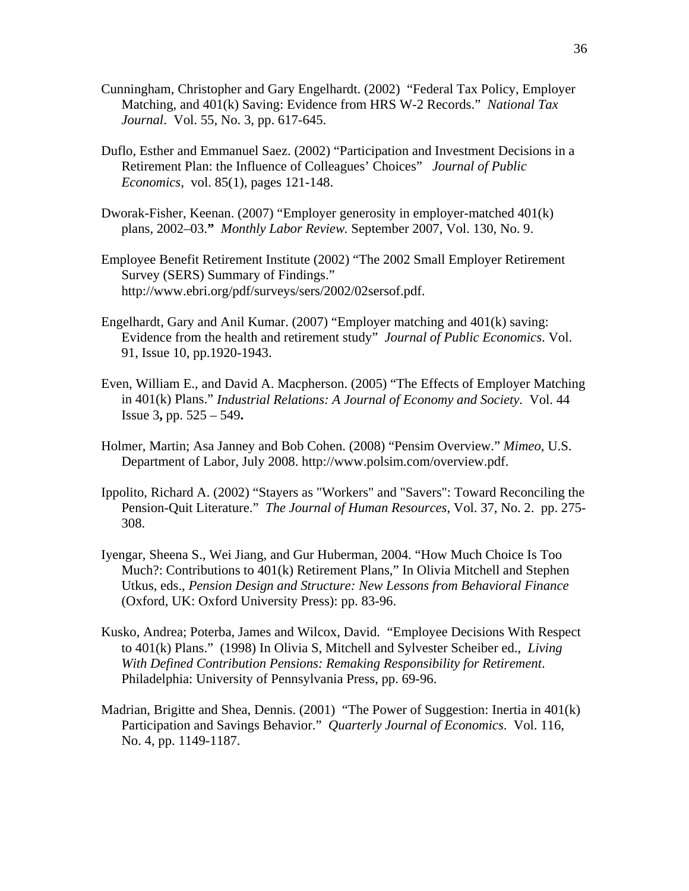Cunningham, Christopher and Gary Engelhardt. (2002) "Federal Tax Policy, Employer Matching, and 401(k) Saving: Evidence from HRS W-2 Records." *National Tax Journal*. Vol. 55, No. 3, pp. 617-645.

Duflo, Esther and Emmanuel Saez. (2002) "Participation and Investment Decisions in a Retirement Plan: the Influence of Colleagues' Choices" *Journal of Public Economics*, vol. 85(1), pages 121-148.

Dworak-Fisher, Keenan. (2007) "Employer generosity in employer-matched 401(k) plans, 2002–03." *Monthly Labor Review.* September 2007, Vol. 130, No. 9.

Employee Benefit Retirement Institute (2002) "The 2002 Small Employer Retirement Survey (SERS) Summary of Findings." http://www.ebri.org/pdf/surveys/sers/2002/02sersof.pdf.

Engelhardt, Gary and Anil Kumar. (2007) "Employer matching and 401(k) saving: Evidence from the health and retirement study" *Journal of Public Economics*. Vol. 91, Issue 10, pp.1920-1943.

Even, William E., and David A. Macpherson. (2005) "The Effects of Employer Matching in 401(k) Plans." *Industrial Relations: A Journal of Economy and Society*. Vol. 44 Issue 3**,** pp. 525 – 549**.**

Holmer, Martin; Asa Janney and Bob Cohen. (2008) "Pensim Overview." *Mimeo*, U.S. Department of Labor, July 2008. http://www.polsim.com/overview.pdf.

Ippolito, Richard A. (2002) "Stayers as "Workers" and "Savers": Toward Reconciling the Pension-Quit Literature." *The Journal of Human Resources*, Vol. 37, No. 2. pp. 275-308.

Iyengar, Sheena S., Wei Jiang, and Gur Huberman, 2004. "How Much Choice Is Too Much?: Contributions to 401(k) Retirement Plans," In Olivia Mitchell and Stephen Utkus, eds., *Pension Design and Structure: New Lessons from Behavioral Finance* (Oxford, UK: Oxford University Press): pp. 83-96.

Kusko, Andrea; Poterba, James and Wilcox, David. "Employee Decisions With Respect to 401(k) Plans." (1998) In Olivia S, Mitchell and Sylvester Scheiber ed., *Living With Defined Contribution Pensions: Remaking Responsibility for Retirement*. Philadelphia: University of Pennsylvania Press, pp. 69-96.

Madrian, Brigitte and Shea, Dennis. (2001) "The Power of Suggestion: Inertia in 401(k) Participation and Savings Behavior." *Quarterly Journal of Economics*. Vol. 116, No. 4, pp. 1149-1187.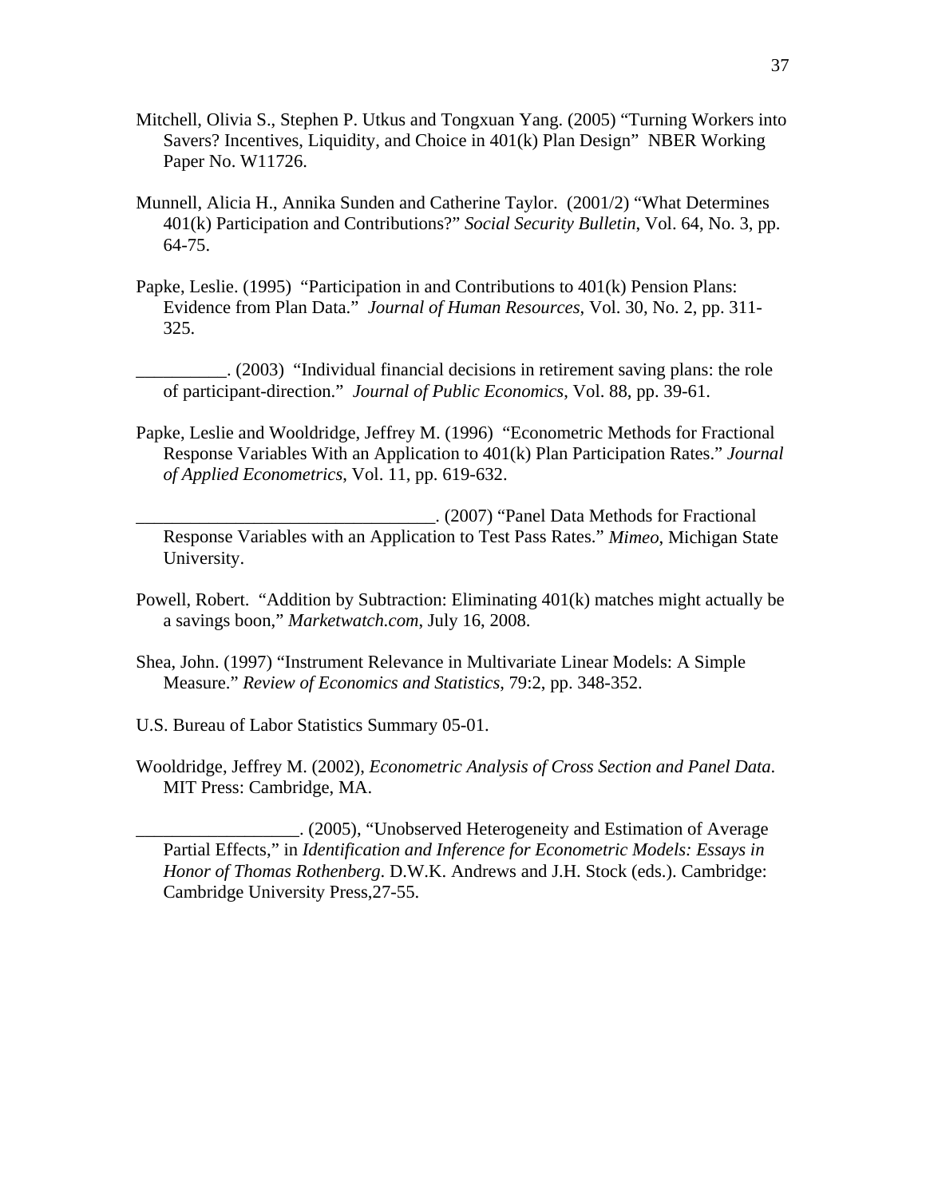Mitchell, Olivia S., Stephen P. Utkus and Tongxuan Yang. (2005) “Turning Workers into Savers? Incentives, Liquidity, and Choice in 401(k) Plan Design” NBER Working Paper No. W11726.

Munnell, Alicia H., Annika Sunden and Catherine Taylor. (2001/2) “What Determines 401(k) Participation and Contributions?” *Social Security Bulletin*, Vol. 64, No. 3, pp. 64-75.

Papke, Leslie. (1995) “Participation in and Contributions to 401(k) Pension Plans: Evidence from Plan Data.” *Journal of Human Resources*, Vol. 30, No. 2, pp. 311-325.

__________. (2003) “Individual financial decisions in retirement saving plans: the role of participant-direction.” *Journal of Public Economics*, Vol. 88, pp. 39-61.

Papke, Leslie and Wooldridge, Jeffrey M. (1996) “Econometric Methods for Fractional Response Variables With an Application to 401(k) Plan Participation Rates.” *Journal of Applied Econometrics*, Vol. 11, pp. 619-632.

_________________________________. (2007) “Panel Data Methods for Fractional Response Variables with an Application to Test Pass Rates.” *Mimeo*, Michigan State University.

Powell, Robert. “Addition by Subtraction: Eliminating 401(k) matches might actually be a savings boon,” *Marketwatch.com*, July 16, 2008.

Shea, John. (1997) “Instrument Relevance in Multivariate Linear Models: A Simple Measure.” *Review of Economics and Statistics*, 79:2, pp. 348-352.

U.S. Bureau of Labor Statistics Summary 05-01.

Wooldridge, Jeffrey M. (2002), *Econometric Analysis of Cross Section and Panel Data*. MIT Press: Cambridge, MA.

_________________. (2005), “Unobserved Heterogeneity and Estimation of Average Partial Effects,” in *Identification and Inference for Econometric Models: Essays in Honor of Thomas Rothenberg*. D.W.K. Andrews and J.H. Stock (eds.). Cambridge: Cambridge University Press,27-55.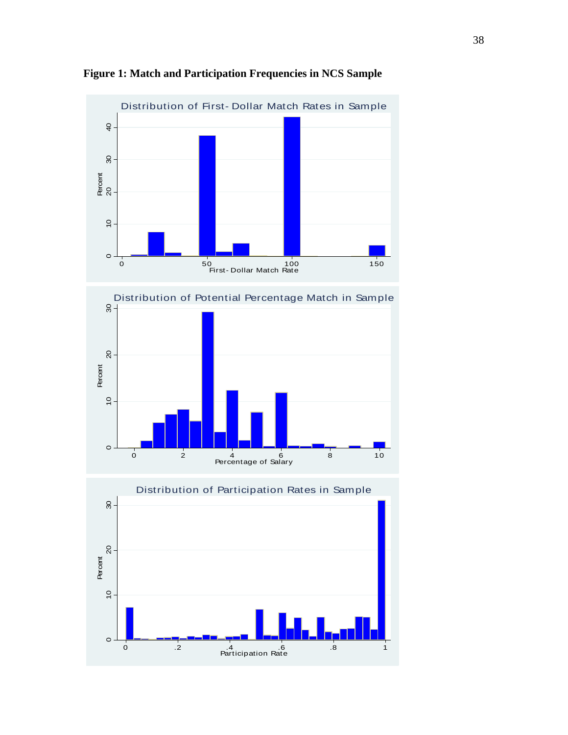**Figure 1: Match and Participation Frequencies in NCS Sample**

Distribution of First-Dollar Match Rates in Sample

Distribution of Potential Percentage Match in Sample

Distribution of Participation Rates in Sample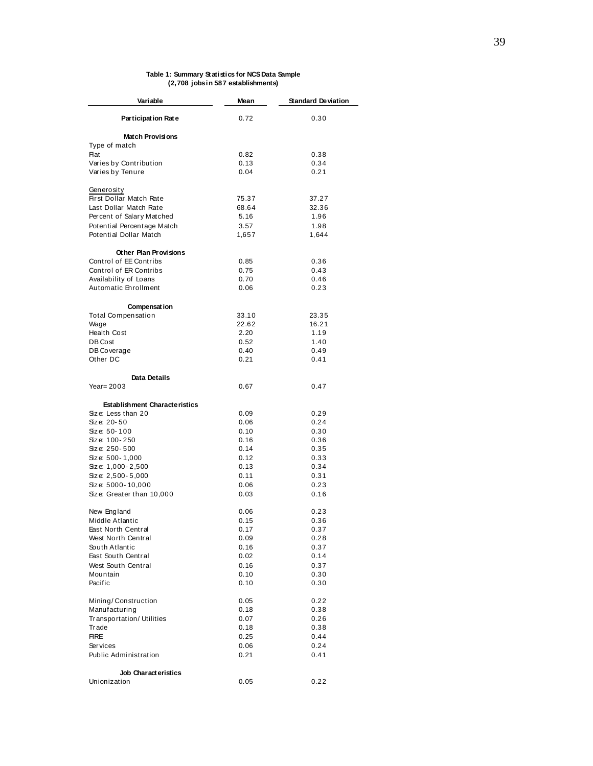**Table 1: Summary Statistics for NCS Data Sample**
**(2,708 jobs in 587 establishments)**

| Variable | Mean | Standard Deviation |
|---|---|---|
| **Participation Rate** | 0.72 | 0.30 |
| **Match Provisions** | | |
| Type of match | | |
| Flat | 0.82 | 0.38 |
| Varies by Contribution | 0.13 | 0.34 |
| Varies by Tenure | 0.04 | 0.21 |
| Generosity | | |
| First Dollar Match Rate | 75.37 | 37.27 |
| Last Dollar Match Rate | 68.64 | 32.36 |
| Percent of Salary Matched | 5.16 | 1.96 |
| Potential Percentage Match | 3.57 | 1.98 |
| Potential Dollar Match | 1,657 | 1,644 |
| **Other Plan Provisions** | | |
| Control of EE Contribs | 0.85 | 0.36 |
| Control of ER Contribs | 0.75 | 0.43 |
| Availability of Loans | 0.70 | 0.46 |
| Automatic Enrollment | 0.06 | 0.23 |
| **Compensation** | | |
| Total Compensation | 33.10 | 23.35 |
| Wage | 22.62 | 16.21 |
| Health Cost | 2.20 | 1.19 |
| DB Cost | 0.52 | 1.40 |
| DB Coverage | 0.40 | 0.49 |
| Other DC | 0.21 | 0.41 |
| **Data Details** | | |
| Year= 2003 | 0.67 | 0.47 |
| **Establishment Characteristics** | | |
| Size: Less than 20 | 0.09 | 0.29 |
| Size: 20-50 | 0.06 | 0.24 |
| Size: 50-100 | 0.10 | 0.30 |
| Size: 100-250 | 0.16 | 0.36 |
| Size: 250-500 | 0.14 | 0.35 |
| Size: 500-1,000 | 0.12 | 0.33 |
| Size: 1,000-2,500 | 0.13 | 0.34 |
| Size: 2,500-5,000 | 0.11 | 0.31 |
| Size: 5000-10,000 | 0.06 | 0.23 |
| Size: Greater than 10,000 | 0.03 | 0.16 |
| New England | 0.06 | 0.23 |
| Middle Atlantic | 0.15 | 0.36 |
| East North Central | 0.17 | 0.37 |
| West North Central | 0.09 | 0.28 |
| South Atlantic | 0.16 | 0.37 |
| East South Central | 0.02 | 0.14 |
| West South Central | 0.16 | 0.37 |
| Mountain | 0.10 | 0.30 |
| Pacific | 0.10 | 0.30 |
| Mining/Construction | 0.05 | 0.22 |
| Manufacturing | 0.18 | 0.38 |
| Transportation/Utilities | 0.07 | 0.26 |
| Trade | 0.18 | 0.38 |
| FIRE | 0.25 | 0.44 |
| Services | 0.06 | 0.24 |
| Public Administration | 0.21 | 0.41 |
| **Job Characteristics** | | |
| Unionization | 0.05 | 0.22 |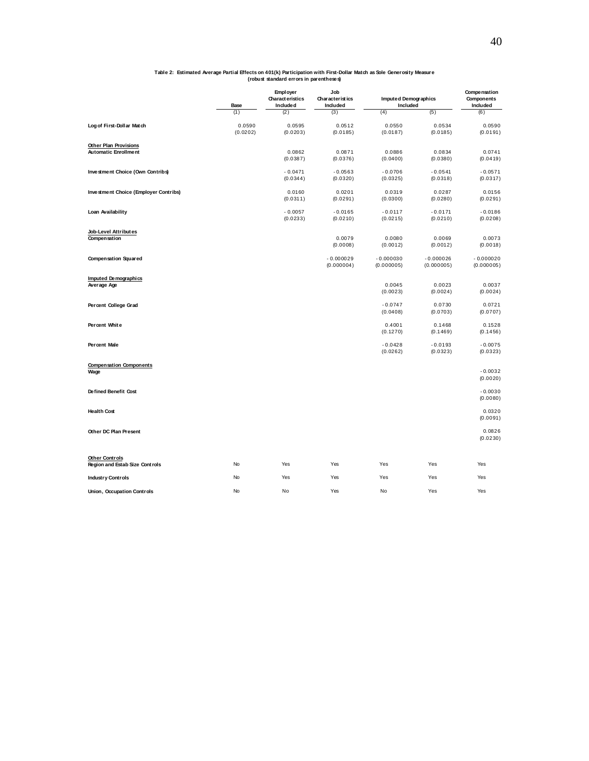**Table 2: Estimated Average Partial Effects on 401(k) Participation with First-Dollar Match as Sole Generosity Measure**
**(robust standard errors in parentheses)**

| | Base | Employer Characteristics Included | Job Characteristics Included | Imputed Demographics Included | | Compensation Components Included |
|---|---|---|---|---|---|---|
| | (1) | (2) | (3) | (4) | (5) | (6) |
| **Log of First-Dollar Match** | 0.0590 | 0.0595 | 0.0512 | 0.0550 | 0.0534 | 0.0590 |
| | (0.0202) | (0.0203) | (0.0185) | (0.0187) | (0.0185) | (0.0191) |
| **Other Plan Provisions** | | | | | | |
| **Automatic Enrollment** | | 0.0862 | 0.0871 | 0.0886 | 0.0834 | 0.0741 |
| | | (0.0387) | (0.0376) | (0.0400) | (0.0380) | (0.0419) |
| **Investment Choice (Own Contribs)** | | -0.0471 | -0.0563 | -0.0706 | -0.0541 | -0.0571 |
| | | (0.0344) | (0.0320) | (0.0325) | (0.0318) | (0.0317) |
| **Investment Choice (Employer Contribs)** | | 0.0160 | 0.0201 | 0.0319 | 0.0287 | 0.0156 |
| | | (0.0311) | (0.0291) | (0.0300) | (0.0280) | (0.0291) |
| **Loan Availability** | | -0.0057 | -0.0165 | -0.0117 | -0.0171 | -0.0186 |
| | | (0.0233) | (0.0210) | (0.0215) | (0.0210) | (0.0208) |
| **Job-Level Attributes** | | | | | | |
| **Compensation** | | | 0.0079 | 0.0080 | 0.0069 | 0.0073 |
| | | | (0.0008) | (0.0012) | (0.0012) | (0.0018) |
| **Compensation Squared** | | | -0.000029 | -0.000030 | -0.000026 | -0.000020 |
| | | | (0.000004) | (0.000005) | (0.000005) | (0.000005) |
| **Imputed Demographics** | | | | | | |
| **Average Age** | | | | 0.0045 | 0.0023 | 0.0037 |
| | | | | (0.0023) | (0.0024) | (0.0024) |
| **Percent College Grad** | | | | -0.0747 | 0.0730 | 0.0721 |
| | | | | (0.0408) | (0.0703) | (0.0707) |
| **Percent White** | | | | 0.4001 | 0.1468 | 0.1528 |
| | | | | (0.1270) | (0.1469) | (0.1456) |
| **Percent Male** | | | | -0.0428 | -0.0193 | -0.0075 |
| | | | | (0.0262) | (0.0323) | (0.0323) |
| **Compensation Components** | | | | | | |
| **Wage** | | | | | | -0.0032 |
| | | | | | | (0.0020) |
| **Defined Benefit Cost** | | | | | | -0.0030 |
| | | | | | | (0.0080) |
| **Health Cost** | | | | | | 0.0320 |
| | | | | | | (0.0091) |
| **Other DC Plan Present** | | | | | | 0.0826 |
| | | | | | | (0.0230) |
| **Other Controls** | | | | | | |
| **Region and Estab Size Controls** | No | Yes | Yes | Yes | Yes | Yes |
| **Industry Controls** | No | Yes | Yes | Yes | Yes | Yes |
| **Union, Occupation Controls** | No | No | Yes | No | Yes | Yes |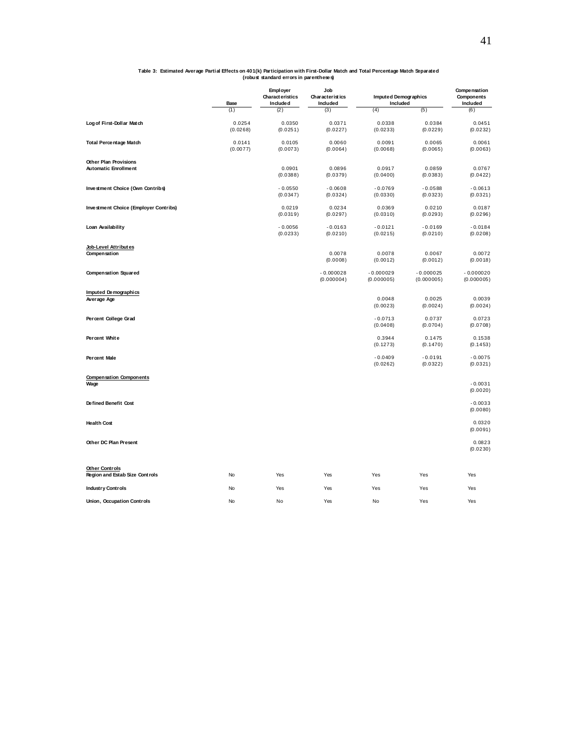**Table 3: Estimated Average Partial Effects on 401(k) Participation with First-Dollar Match and Total Percentage Match Separated**
**(robust standard errors in parentheses)**

| | Base | Employer Characteristics Included | Job Characteristics Included | Imputed Demographics Included | | Compensation Components Included |
|---|---|---|---|---|---|---|
| | (1) | (2) | (3) | (4) | (5) | (6) |
| **Log of First-Dollar Match** | 0.0254 | 0.0350 | 0.0371 | 0.0338 | 0.0384 | 0.0451 |
| | (0.0268) | (0.0251) | (0.0227) | (0.0233) | (0.0229) | (0.0232) |
| **Total Percentage Match** | 0.0141 | 0.0105 | 0.0060 | 0.0091 | 0.0065 | 0.0061 |
| | (0.0077) | (0.0073) | (0.0064) | (0.0068) | (0.0065) | (0.0063) |
| **Other Plan Provisions** | | | | | | |
| **Automatic Enrollment** | | 0.0901 | 0.0896 | 0.0917 | 0.0859 | 0.0767 |
| | | (0.0388) | (0.0379) | (0.0400) | (0.0383) | (0.0422) |
| **Investment Choice (Own Contribs)** | | -0.0550 | -0.0608 | -0.0769 | -0.0588 | -0.0613 |
| | | (0.0347) | (0.0324) | (0.0330) | (0.0323) | (0.0321) |
| **Investment Choice (Employer Contribs)** | | 0.0219 | 0.0234 | 0.0369 | 0.0210 | 0.0187 |
| | | (0.0319) | (0.0297) | (0.0310) | (0.0293) | (0.0296) |
| **Loan Availability** | | -0.0056 | -0.0163 | -0.0121 | -0.0169 | -0.0184 |
| | | (0.0233) | (0.0210) | (0.0215) | (0.0210) | (0.0208) |
| **Job-Level Attributes** | | | | | | |
| **Compensation** | | | 0.0078 | 0.0078 | 0.0067 | 0.0072 |
| | | | (0.0008) | (0.0012) | (0.0012) | (0.0018) |
| **Compensation Squared** | | | -0.000028 | -0.000029 | -0.000025 | -0.000020 |
| | | | (0.000004) | (0.000005) | (0.000005) | (0.000005) |
| **Imputed Demographics** | | | | | | |
| **Average Age** | | | | 0.0048 | 0.0025 | 0.0039 |
| | | | | (0.0023) | (0.0024) | (0.0024) |
| **Percent College Grad** | | | | -0.0713 | 0.0737 | 0.0723 |
| | | | | (0.0408) | (0.0704) | (0.0708) |
| **Percent White** | | | | 0.3944 | 0.1475 | 0.1538 |
| | | | | (0.1273) | (0.1470) | (0.1453) |
| **Percent Male** | | | | -0.0409 | -0.0191 | -0.0075 |
| | | | | (0.0262) | (0.0322) | (0.0321) |
| **Compensation Components** | | | | | | |
| **Wage** | | | | | | -0.0031 |
| | | | | | | (0.0020) |
| **Defined Benefit Cost** | | | | | | -0.0033 |
| | | | | | | (0.0080) |
| **Health Cost** | | | | | | 0.0320 |
| | | | | | | (0.0091) |
| **Other DC Plan Present** | | | | | | 0.0823 |
| | | | | | | (0.0230) |
| **Other Controls** | | | | | | |
| **Region and Estab Size Controls** | No | Yes | Yes | Yes | Yes | Yes |
| **Industry Controls** | No | Yes | Yes | Yes | Yes | Yes |
| **Union, Occupation Controls** | No | No | Yes | No | Yes | Yes |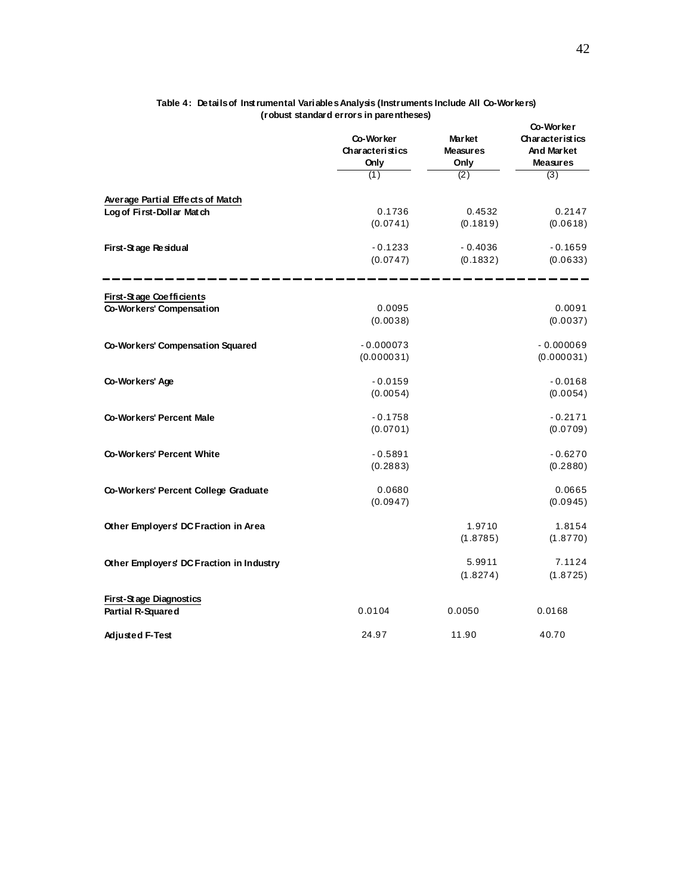**Table 4: Details of Instrumental Variables Analysis (Instruments Include All Co-Workers)**
**(robust standard errors in parentheses)**

| | Co-Worker Characteristics Only | Market Measures Only | Co-Worker Characteristics And Market Measures |
|---|---|---|---|
| | (1) | (2) | (3) |
| **Average Partial Effects of Match** | | | |
| **Log of First-Dollar Match** | 0.1736 | 0.4532 | 0.2147 |
| | (0.0741) | (0.1819) | (0.0618) |
| **First-Stage Residual** | -0.1233 | -0.4036 | -0.1659 |
| | (0.0747) | (0.1832) | (0.0633) |
| **First-Stage Coefficients** | | | |
| **Co-Workers' Compensation** | 0.0095 | | 0.0091 |
| | (0.0038) | | (0.0037) |
| **Co-Workers' Compensation Squared** | -0.000073 | | -0.000069 |
| | (0.000031) | | (0.000031) |
| **Co-Workers' Age** | -0.0159 | | -0.0168 |
| | (0.0054) | | (0.0054) |
| **Co-Workers' Percent Male** | -0.1758 | | -0.2171 |
| | (0.0701) | | (0.0709) |
| **Co-Workers' Percent White** | -0.5891 | | -0.6270 |
| | (0.2883) | | (0.2880) |
| **Co-Workers' Percent College Graduate** | 0.0680 | | 0.0665 |
| | (0.0947) | | (0.0945) |
| **Other Employers' DC Fraction in Area** | | 1.9710 | 1.8154 |
| | | (1.8785) | (1.8770) |
| **Other Employers' DC Fraction in Industry** | | 5.9911 | 7.1124 |
| | | (1.8274) | (1.8725) |
| **First-Stage Diagnostics** | | | |
| **Partial R-Squared** | 0.0104 | 0.0050 | 0.0168 |
| **Adjusted F-Test** | 24.97 | 11.90 | 40.70 |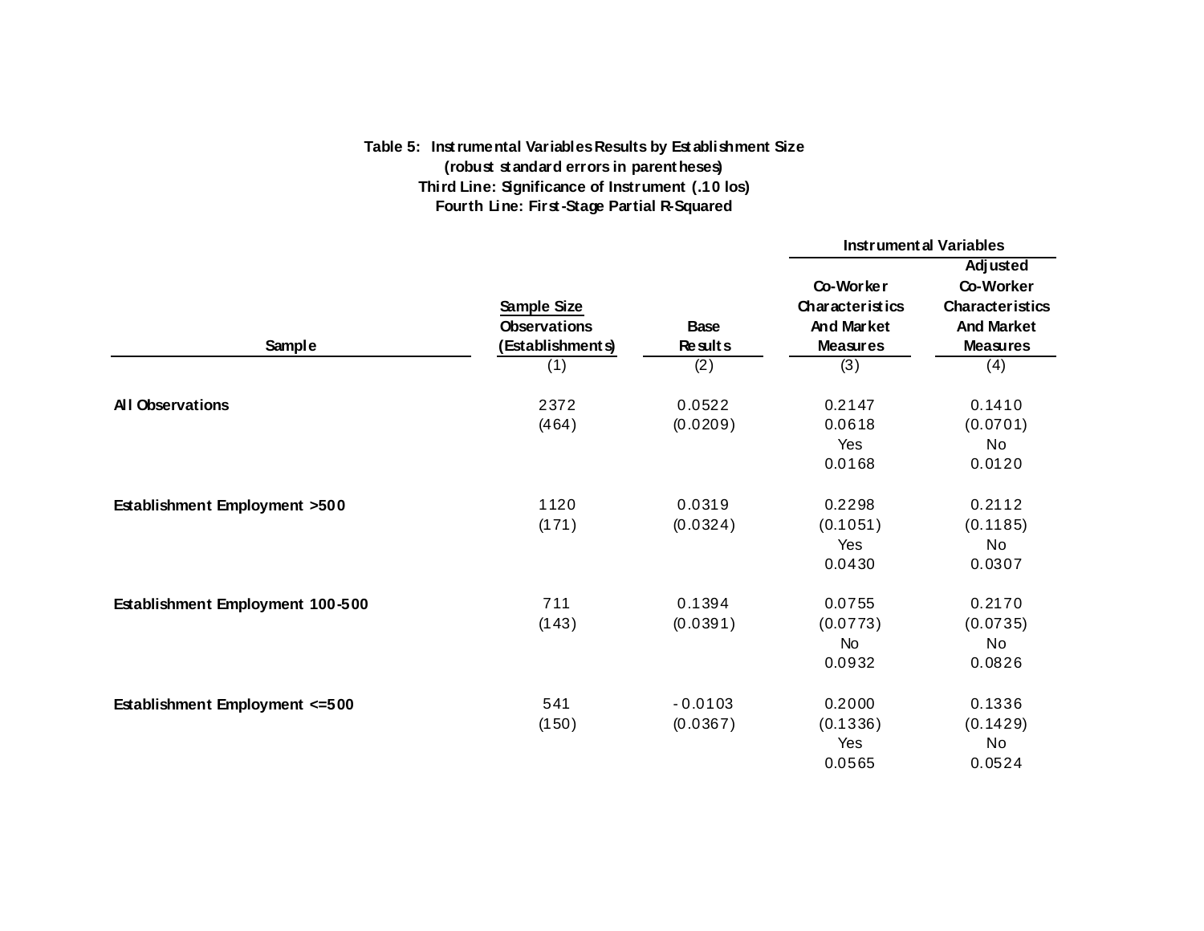**Table 5: Instrumental Variables Results by Establishment Size**
**(robust standard errors in parentheses)**
**Third Line: Significance of Instrument (.10 los)**
**Fourth Line: First-Stage Partial R-Squared**

| Sample | Sample Size Observations (Establishments) | Base Results | Instrumental Variables: Co-Worker Characteristics And Market Measures | Instrumental Variables: Adjusted Co-Worker Characteristics And Market Measures |
|---|---|---|---|---|
| | (1) | (2) | (3) | (4) |
| **All Observations** | 2372 | 0.0522 | 0.2147 | 0.1410 |
| | (464) | (0.0209) | 0.0618 | (0.0701) |
| | | | Yes | No |
| | | | 0.0168 | 0.0120 |
| **Establishment Employment >500** | 1120 | 0.0319 | 0.2298 | 0.2112 |
| | (171) | (0.0324) | (0.1051) | (0.1185) |
| | | | Yes | No |
| | | | 0.0430 | 0.0307 |
| **Establishment Employment 100-500** | 711 | 0.1394 | 0.0755 | 0.2170 |
| | (143) | (0.0391) | (0.0773) | (0.0735) |
| | | | No | No |
| | | | 0.0932 | 0.0826 |
| **Establishment Employment <=500** | 541 | -0.0103 | 0.2000 | 0.1336 |
| | (150) | (0.0367) | (0.1336) | (0.1429) |
| | | | Yes | No |
| | | | 0.0565 | 0.0524 |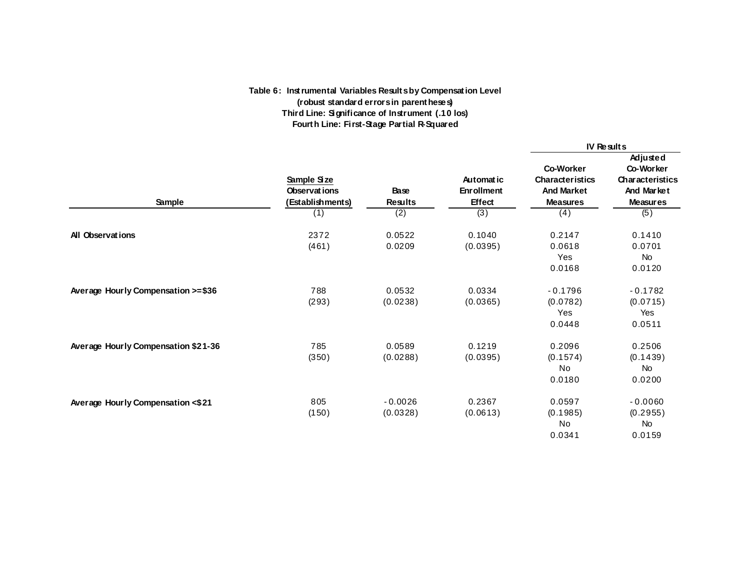**Table 6: Instrumental Variables Results by Compensation Level**
**(robust standard errors in parentheses)**
**Third Line: Significance of Instrument (.10 los)**
**Fourth Line: First-Stage Partial R-Squared**

| | | | | IV Results | |
|---|---|---|---|---|---|
| **Sample** | **Sample Size Observations (Establishments)** | **Base Results** | **Automatic Enrollment Effect** | **Co-Worker Characteristics And Market Measures** | **Adjusted Co-Worker Characteristics And Market Measures** |
| | (1) | (2) | (3) | (4) | (5) |
| **All Observations** | 2372 | 0.0522 | 0.1040 | 0.2147 | 0.1410 |
| | (461) | 0.0209 | (0.0395) | 0.0618 | 0.0701 |
| | | | | Yes | No |
| | | | | 0.0168 | 0.0120 |
| **Average Hourly Compensation >=$36** | 788 | 0.0532 | 0.0334 | -0.1796 | -0.1782 |
| | (293) | (0.0238) | (0.0365) | (0.0782) | (0.0715) |
| | | | | Yes | Yes |
| | | | | 0.0448 | 0.0511 |
| **Average Hourly Compensation $21-36** | 785 | 0.0589 | 0.1219 | 0.2096 | 0.2506 |
| | (350) | (0.0288) | (0.0395) | (0.1574) | (0.1439) |
| | | | | No | No |
| | | | | 0.0180 | 0.0200 |
| **Average Hourly Compensation <$21** | 805 | -0.0026 | 0.2367 | 0.0597 | -0.0060 |
| | (150) | (0.0328) | (0.0613) | (0.1985) | (0.2955) |
| | | | | No | No |
| | | | | 0.0341 | 0.0159 |